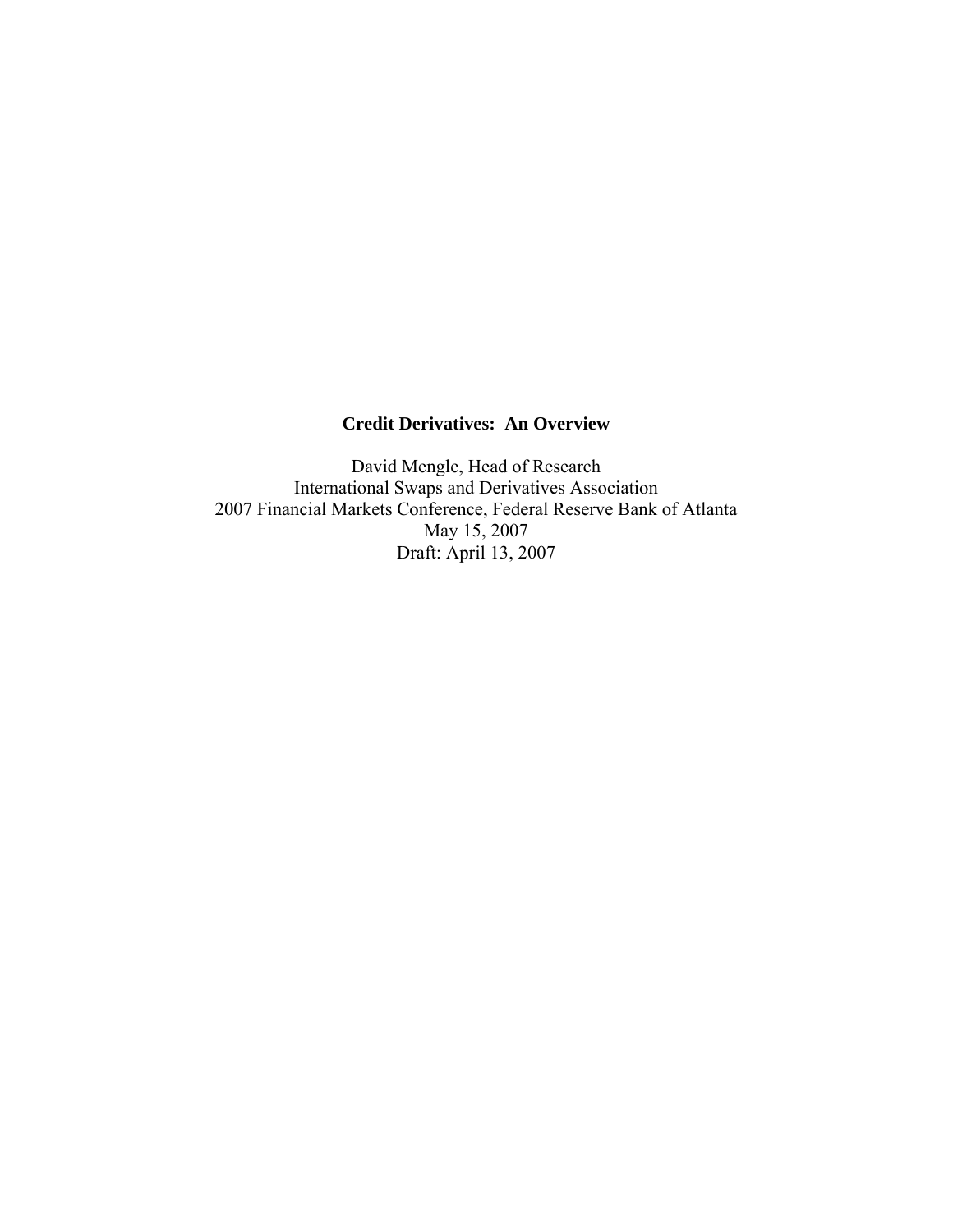# Credit Derivatives: An Overview

David Mengle, Head of Research
International Swaps and Derivatives Association
2007 Financial Markets Conference, Federal Reserve Bank of Atlanta
May 15, 2007
Draft: April 13, 2007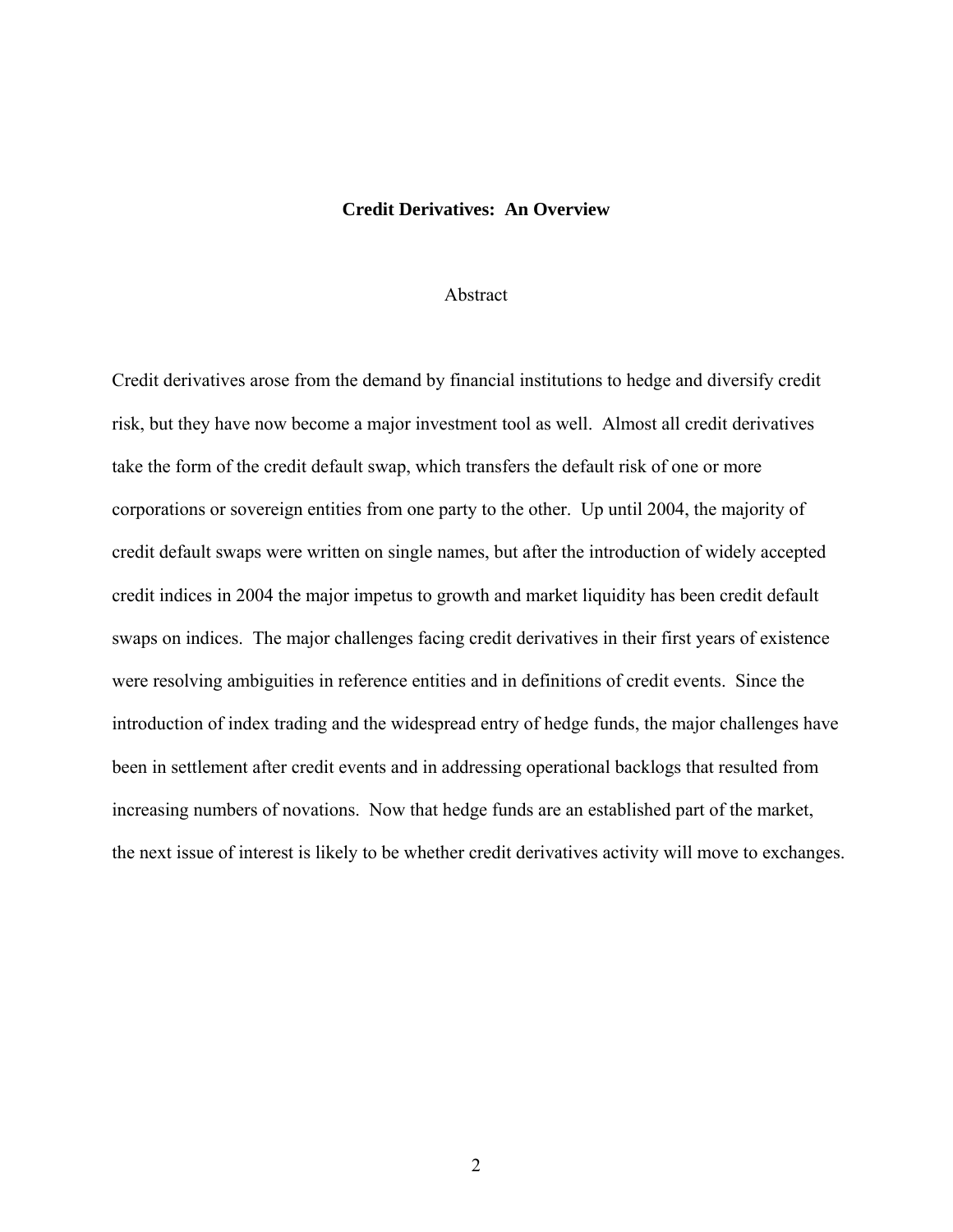# Credit Derivatives: An Overview

## Abstract

Credit derivatives arose from the demand by financial institutions to hedge and diversify credit risk, but they have now become a major investment tool as well. Almost all credit derivatives take the form of the credit default swap, which transfers the default risk of one or more corporations or sovereign entities from one party to the other. Up until 2004, the majority of credit default swaps were written on single names, but after the introduction of widely accepted credit indices in 2004 the major impetus to growth and market liquidity has been credit default swaps on indices. The major challenges facing credit derivatives in their first years of existence were resolving ambiguities in reference entities and in definitions of credit events. Since the introduction of index trading and the widespread entry of hedge funds, the major challenges have been in settlement after credit events and in addressing operational backlogs that resulted from increasing numbers of novations. Now that hedge funds are an established part of the market, the next issue of interest is likely to be whether credit derivatives activity will move to exchanges.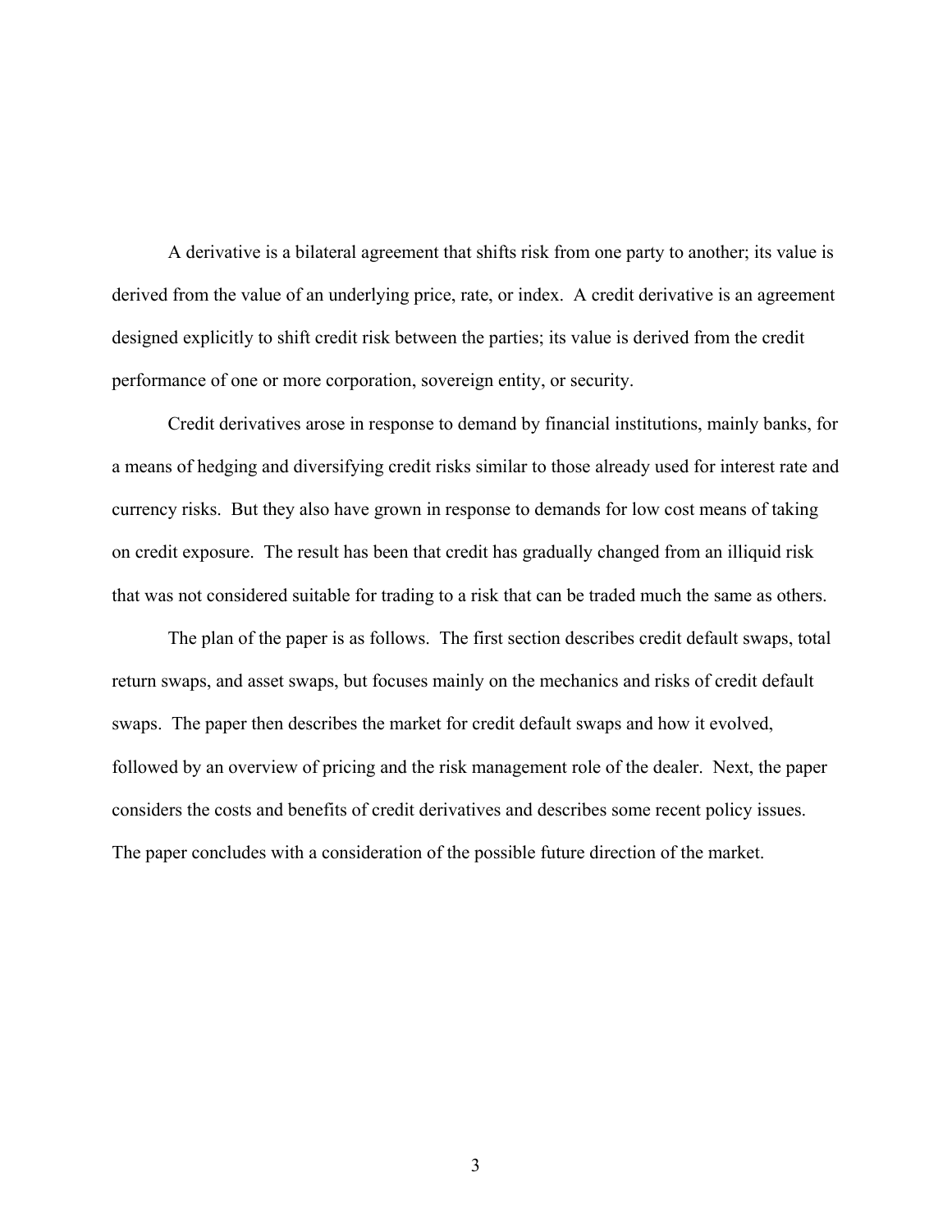A derivative is a bilateral agreement that shifts risk from one party to another; its value is derived from the value of an underlying price, rate, or index. A credit derivative is an agreement designed explicitly to shift credit risk between the parties; its value is derived from the credit performance of one or more corporation, sovereign entity, or security.

Credit derivatives arose in response to demand by financial institutions, mainly banks, for a means of hedging and diversifying credit risks similar to those already used for interest rate and currency risks. But they also have grown in response to demands for low cost means of taking on credit exposure. The result has been that credit has gradually changed from an illiquid risk that was not considered suitable for trading to a risk that can be traded much the same as others.

The plan of the paper is as follows. The first section describes credit default swaps, total return swaps, and asset swaps, but focuses mainly on the mechanics and risks of credit default swaps. The paper then describes the market for credit default swaps and how it evolved, followed by an overview of pricing and the risk management role of the dealer. Next, the paper considers the costs and benefits of credit derivatives and describes some recent policy issues. The paper concludes with a consideration of the possible future direction of the market.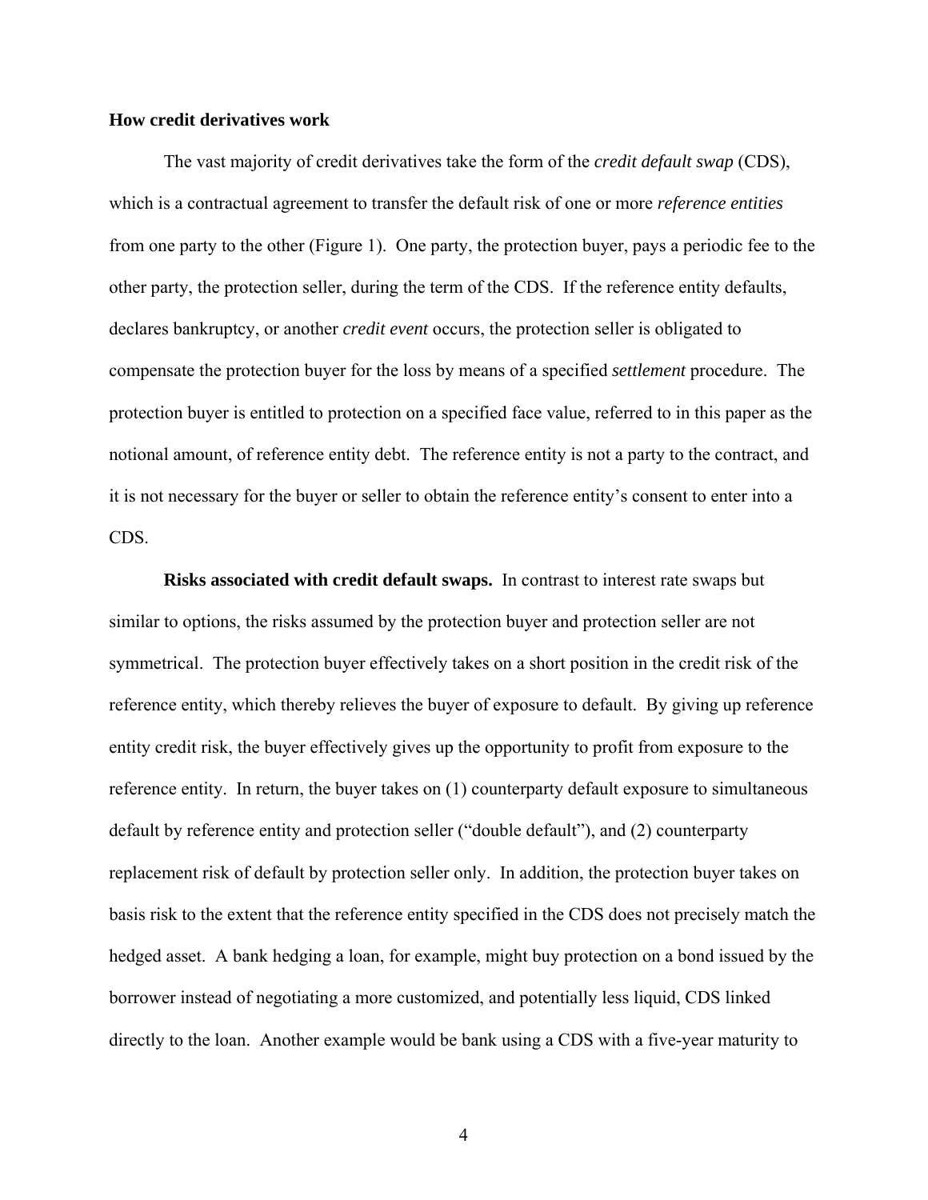### How credit derivatives work

The vast majority of credit derivatives take the form of the *credit default swap* (CDS), which is a contractual agreement to transfer the default risk of one or more *reference entities* from one party to the other (Figure 1). One party, the protection buyer, pays a periodic fee to the other party, the protection seller, during the term of the CDS. If the reference entity defaults, declares bankruptcy, or another *credit event* occurs, the protection seller is obligated to compensate the protection buyer for the loss by means of a specified *settlement* procedure. The protection buyer is entitled to protection on a specified face value, referred to in this paper as the notional amount, of reference entity debt. The reference entity is not a party to the contract, and it is not necessary for the buyer or seller to obtain the reference entity's consent to enter into a CDS.

**Risks associated with credit default swaps.** In contrast to interest rate swaps but similar to options, the risks assumed by the protection buyer and protection seller are not symmetrical. The protection buyer effectively takes on a short position in the credit risk of the reference entity, which thereby relieves the buyer of exposure to default. By giving up reference entity credit risk, the buyer effectively gives up the opportunity to profit from exposure to the reference entity. In return, the buyer takes on (1) counterparty default exposure to simultaneous default by reference entity and protection seller ("double default"), and (2) counterparty replacement risk of default by protection seller only. In addition, the protection buyer takes on basis risk to the extent that the reference entity specified in the CDS does not precisely match the hedged asset. A bank hedging a loan, for example, might buy protection on a bond issued by the borrower instead of negotiating a more customized, and potentially less liquid, CDS linked directly to the loan. Another example would be bank using a CDS with a five-year maturity to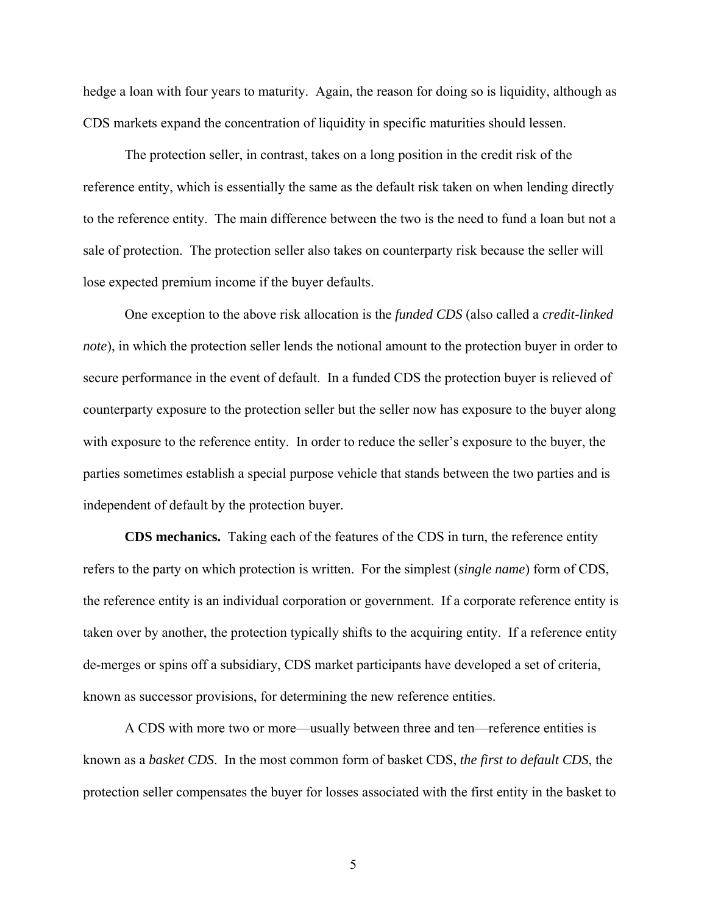hedge a loan with four years to maturity. Again, the reason for doing so is liquidity, although as CDS markets expand the concentration of liquidity in specific maturities should lessen.

The protection seller, in contrast, takes on a long position in the credit risk of the reference entity, which is essentially the same as the default risk taken on when lending directly to the reference entity. The main difference between the two is the need to fund a loan but not a sale of protection. The protection seller also takes on counterparty risk because the seller will lose expected premium income if the buyer defaults.

One exception to the above risk allocation is the *funded CDS* (also called a *credit-linked note*), in which the protection seller lends the notional amount to the protection buyer in order to secure performance in the event of default. In a funded CDS the protection buyer is relieved of counterparty exposure to the protection seller but the seller now has exposure to the buyer along with exposure to the reference entity. In order to reduce the seller's exposure to the buyer, the parties sometimes establish a special purpose vehicle that stands between the two parties and is independent of default by the protection buyer.

**CDS mechanics.** Taking each of the features of the CDS in turn, the reference entity refers to the party on which protection is written. For the simplest (*single name*) form of CDS, the reference entity is an individual corporation or government. If a corporate reference entity is taken over by another, the protection typically shifts to the acquiring entity. If a reference entity de-merges or spins off a subsidiary, CDS market participants have developed a set of criteria, known as successor provisions, for determining the new reference entities.

A CDS with more two or more—usually between three and ten—reference entities is known as a *basket CDS*. In the most common form of basket CDS, *the first to default CDS*, the protection seller compensates the buyer for losses associated with the first entity in the basket to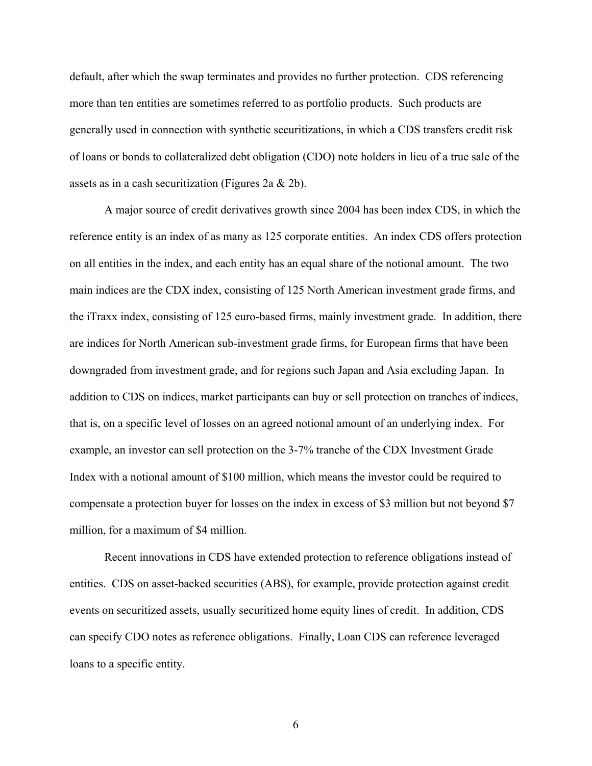default, after which the swap terminates and provides no further protection. CDS referencing more than ten entities are sometimes referred to as portfolio products. Such products are generally used in connection with synthetic securitizations, in which a CDS transfers credit risk of loans or bonds to collateralized debt obligation (CDO) note holders in lieu of a true sale of the assets as in a cash securitization (Figures 2a & 2b).

A major source of credit derivatives growth since 2004 has been index CDS, in which the reference entity is an index of as many as 125 corporate entities. An index CDS offers protection on all entities in the index, and each entity has an equal share of the notional amount. The two main indices are the CDX index, consisting of 125 North American investment grade firms, and the iTraxx index, consisting of 125 euro-based firms, mainly investment grade. In addition, there are indices for North American sub-investment grade firms, for European firms that have been downgraded from investment grade, and for regions such Japan and Asia excluding Japan. In addition to CDS on indices, market participants can buy or sell protection on tranches of indices, that is, on a specific level of losses on an agreed notional amount of an underlying index. For example, an investor can sell protection on the 3-7% tranche of the CDX Investment Grade Index with a notional amount of $100 million, which means the investor could be required to compensate a protection buyer for losses on the index in excess of $3 million but not beyond $7 million, for a maximum of $4 million.

Recent innovations in CDS have extended protection to reference obligations instead of entities. CDS on asset-backed securities (ABS), for example, provide protection against credit events on securitized assets, usually securitized home equity lines of credit. In addition, CDS can specify CDO notes as reference obligations. Finally, Loan CDS can reference leveraged loans to a specific entity.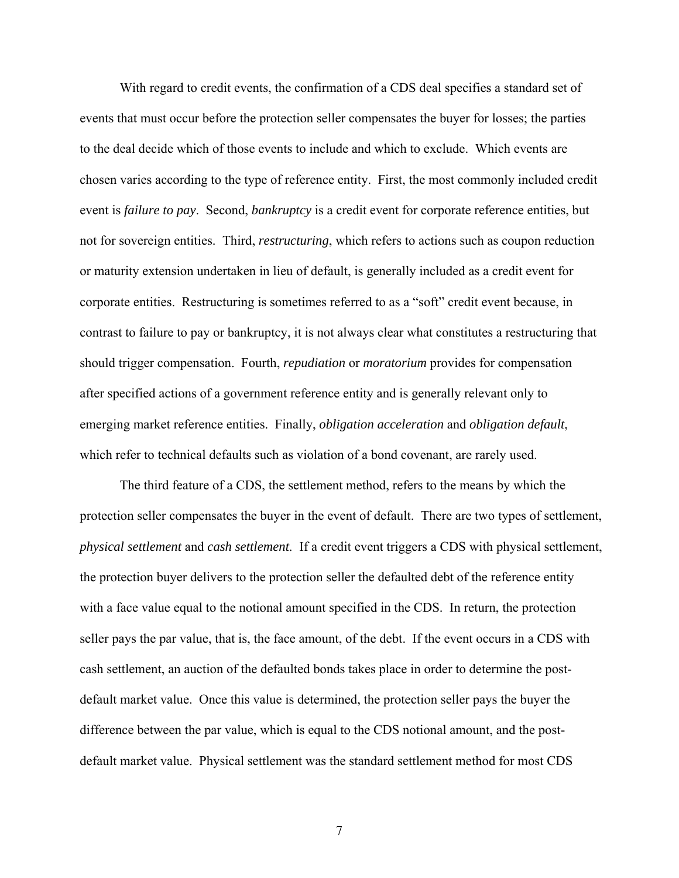With regard to credit events, the confirmation of a CDS deal specifies a standard set of events that must occur before the protection seller compensates the buyer for losses; the parties to the deal decide which of those events to include and which to exclude. Which events are chosen varies according to the type of reference entity. First, the most commonly included credit event is *failure to pay*. Second, *bankruptcy* is a credit event for corporate reference entities, but not for sovereign entities. Third, *restructuring*, which refers to actions such as coupon reduction or maturity extension undertaken in lieu of default, is generally included as a credit event for corporate entities. Restructuring is sometimes referred to as a "soft" credit event because, in contrast to failure to pay or bankruptcy, it is not always clear what constitutes a restructuring that should trigger compensation. Fourth, *repudiation* or *moratorium* provides for compensation after specified actions of a government reference entity and is generally relevant only to emerging market reference entities. Finally, *obligation acceleration* and *obligation default*, which refer to technical defaults such as violation of a bond covenant, are rarely used.

The third feature of a CDS, the settlement method, refers to the means by which the protection seller compensates the buyer in the event of default. There are two types of settlement, *physical settlement* and *cash settlement.* If a credit event triggers a CDS with physical settlement, the protection buyer delivers to the protection seller the defaulted debt of the reference entity with a face value equal to the notional amount specified in the CDS. In return, the protection seller pays the par value, that is, the face amount, of the debt. If the event occurs in a CDS with cash settlement, an auction of the defaulted bonds takes place in order to determine the post-default market value. Once this value is determined, the protection seller pays the buyer the difference between the par value, which is equal to the CDS notional amount, and the post-default market value. Physical settlement was the standard settlement method for most CDS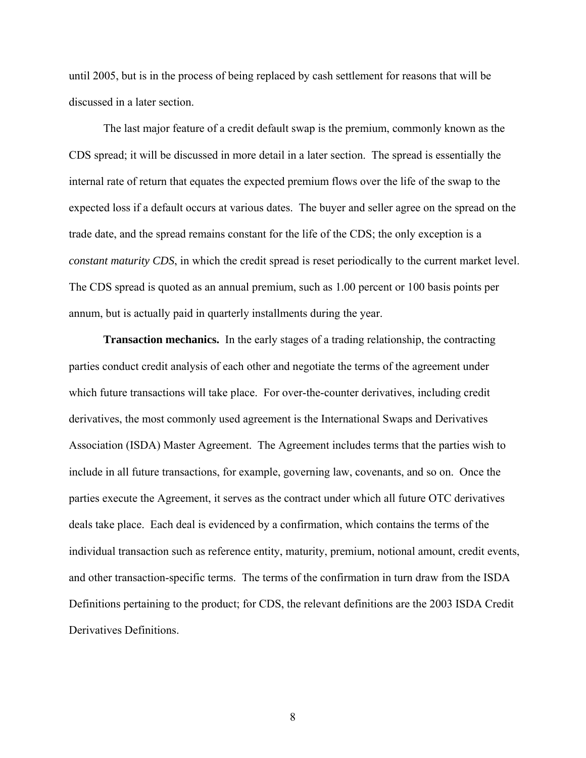until 2005, but is in the process of being replaced by cash settlement for reasons that will be discussed in a later section.

The last major feature of a credit default swap is the premium, commonly known as the CDS spread; it will be discussed in more detail in a later section. The spread is essentially the internal rate of return that equates the expected premium flows over the life of the swap to the expected loss if a default occurs at various dates. The buyer and seller agree on the spread on the trade date, and the spread remains constant for the life of the CDS; the only exception is a *constant maturity CDS*, in which the credit spread is reset periodically to the current market level. The CDS spread is quoted as an annual premium, such as 1.00 percent or 100 basis points per annum, but is actually paid in quarterly installments during the year.

**Transaction mechanics.** In the early stages of a trading relationship, the contracting parties conduct credit analysis of each other and negotiate the terms of the agreement under which future transactions will take place. For over-the-counter derivatives, including credit derivatives, the most commonly used agreement is the International Swaps and Derivatives Association (ISDA) Master Agreement. The Agreement includes terms that the parties wish to include in all future transactions, for example, governing law, covenants, and so on. Once the parties execute the Agreement, it serves as the contract under which all future OTC derivatives deals take place. Each deal is evidenced by a confirmation, which contains the terms of the individual transaction such as reference entity, maturity, premium, notional amount, credit events, and other transaction-specific terms. The terms of the confirmation in turn draw from the ISDA Definitions pertaining to the product; for CDS, the relevant definitions are the 2003 ISDA Credit Derivatives Definitions.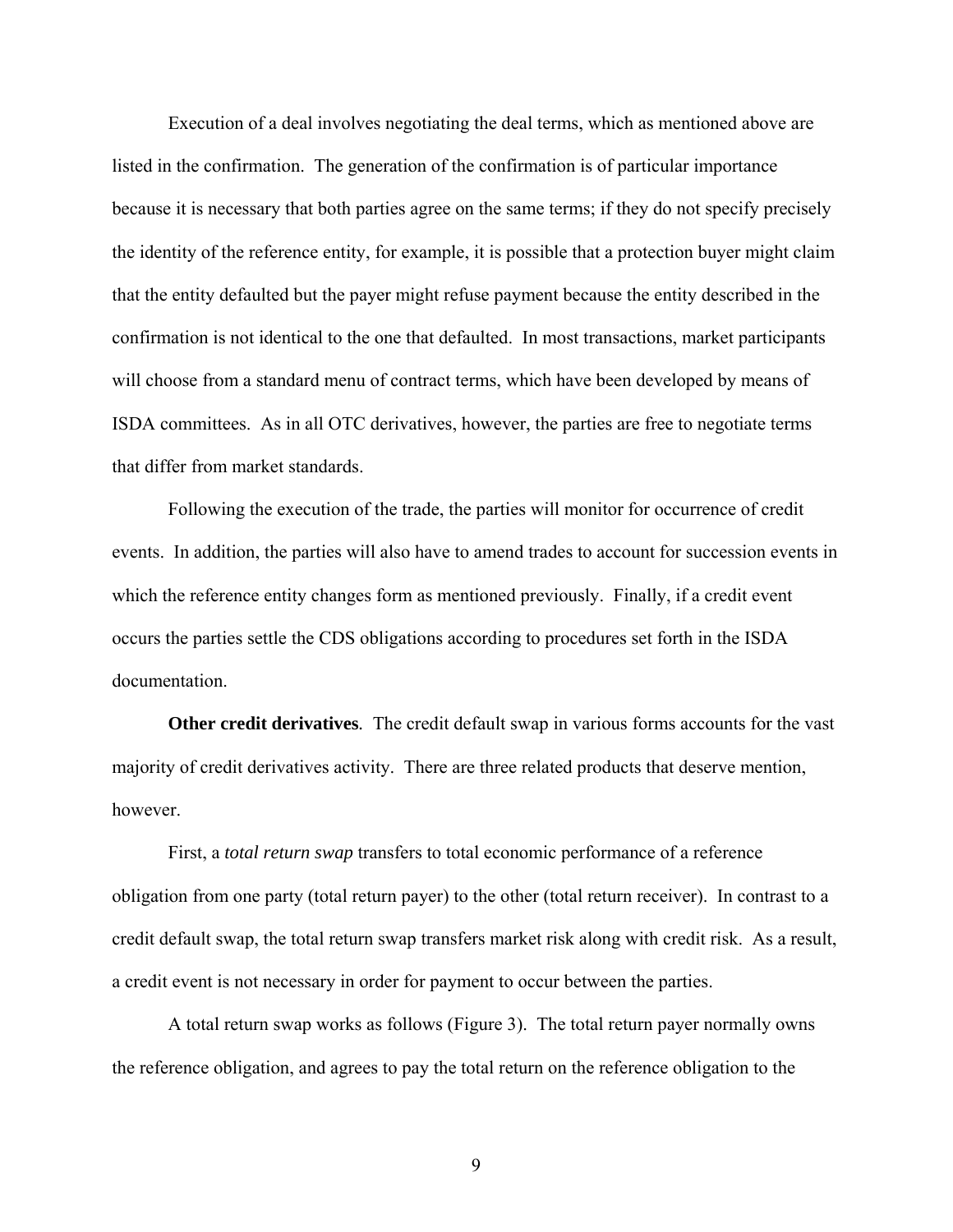Execution of a deal involves negotiating the deal terms, which as mentioned above are listed in the confirmation. The generation of the confirmation is of particular importance because it is necessary that both parties agree on the same terms; if they do not specify precisely the identity of the reference entity, for example, it is possible that a protection buyer might claim that the entity defaulted but the payer might refuse payment because the entity described in the confirmation is not identical to the one that defaulted. In most transactions, market participants will choose from a standard menu of contract terms, which have been developed by means of ISDA committees. As in all OTC derivatives, however, the parties are free to negotiate terms that differ from market standards.

Following the execution of the trade, the parties will monitor for occurrence of credit events. In addition, the parties will also have to amend trades to account for succession events in which the reference entity changes form as mentioned previously. Finally, if a credit event occurs the parties settle the CDS obligations according to procedures set forth in the ISDA documentation.

**Other credit derivatives**. The credit default swap in various forms accounts for the vast majority of credit derivatives activity. There are three related products that deserve mention, however.

First, a *total return swap* transfers to total economic performance of a reference obligation from one party (total return payer) to the other (total return receiver). In contrast to a credit default swap, the total return swap transfers market risk along with credit risk. As a result, a credit event is not necessary in order for payment to occur between the parties.

A total return swap works as follows (Figure 3). The total return payer normally owns the reference obligation, and agrees to pay the total return on the reference obligation to the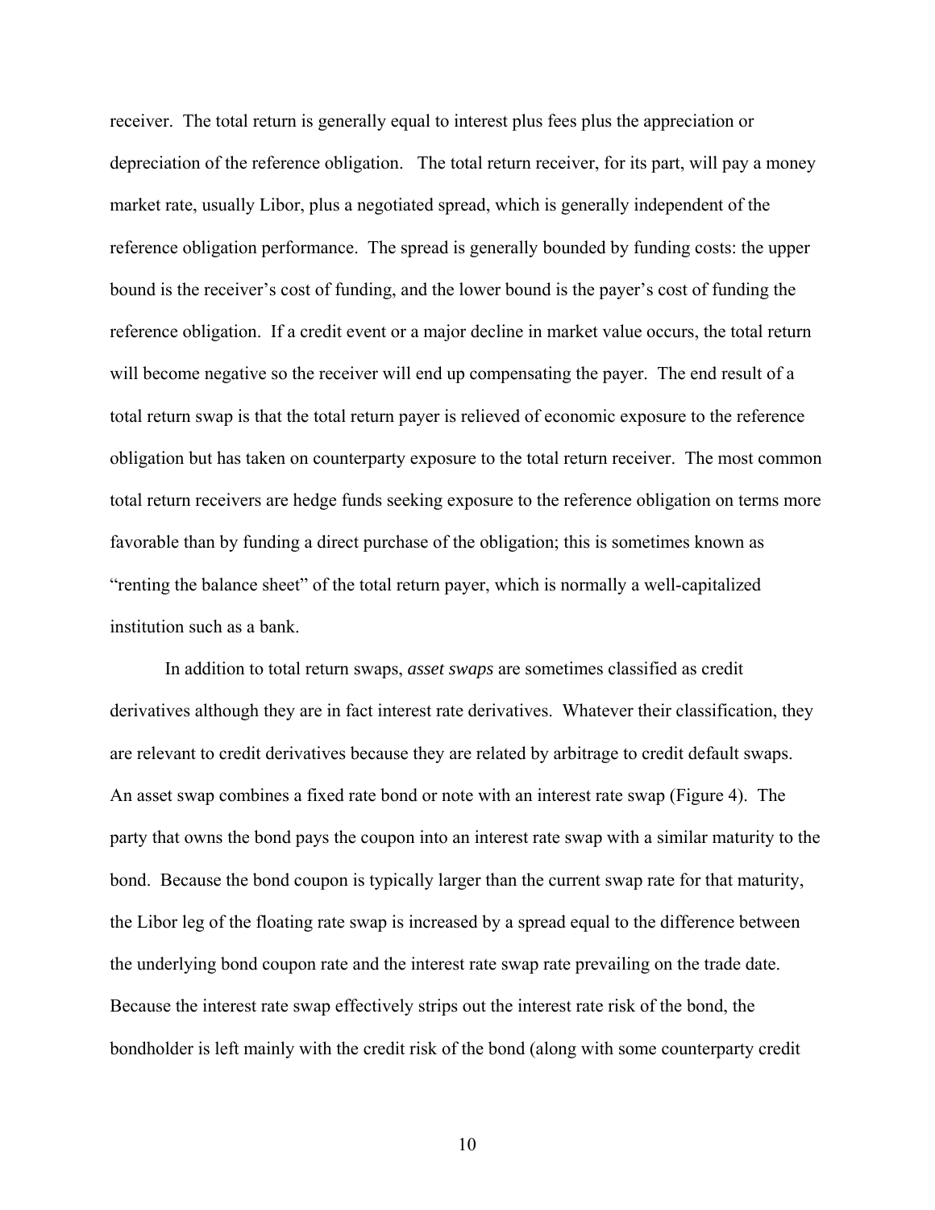receiver. The total return is generally equal to interest plus fees plus the appreciation or depreciation of the reference obligation. The total return receiver, for its part, will pay a money market rate, usually Libor, plus a negotiated spread, which is generally independent of the reference obligation performance. The spread is generally bounded by funding costs: the upper bound is the receiver's cost of funding, and the lower bound is the payer's cost of funding the reference obligation. If a credit event or a major decline in market value occurs, the total return will become negative so the receiver will end up compensating the payer. The end result of a total return swap is that the total return payer is relieved of economic exposure to the reference obligation but has taken on counterparty exposure to the total return receiver. The most common total return receivers are hedge funds seeking exposure to the reference obligation on terms more favorable than by funding a direct purchase of the obligation; this is sometimes known as "renting the balance sheet" of the total return payer, which is normally a well-capitalized institution such as a bank.

In addition to total return swaps, *asset swaps* are sometimes classified as credit derivatives although they are in fact interest rate derivatives. Whatever their classification, they are relevant to credit derivatives because they are related by arbitrage to credit default swaps. An asset swap combines a fixed rate bond or note with an interest rate swap (Figure 4). The party that owns the bond pays the coupon into an interest rate swap with a similar maturity to the bond. Because the bond coupon is typically larger than the current swap rate for that maturity, the Libor leg of the floating rate swap is increased by a spread equal to the difference between the underlying bond coupon rate and the interest rate swap rate prevailing on the trade date. Because the interest rate swap effectively strips out the interest rate risk of the bond, the bondholder is left mainly with the credit risk of the bond (along with some counterparty credit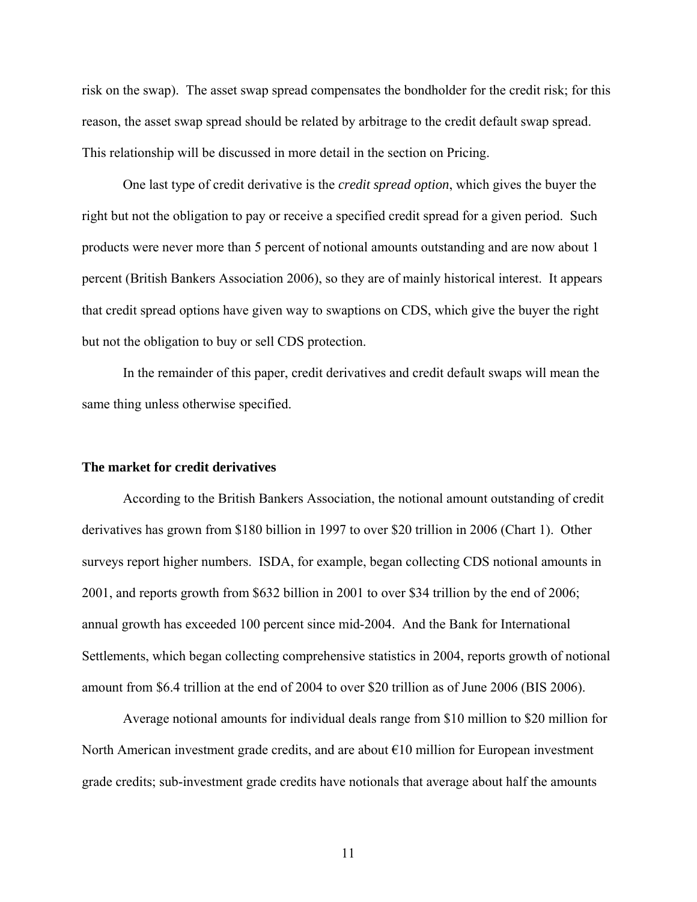risk on the swap). The asset swap spread compensates the bondholder for the credit risk; for this reason, the asset swap spread should be related by arbitrage to the credit default swap spread. This relationship will be discussed in more detail in the section on Pricing.

One last type of credit derivative is the *credit spread option*, which gives the buyer the right but not the obligation to pay or receive a specified credit spread for a given period. Such products were never more than 5 percent of notional amounts outstanding and are now about 1 percent (British Bankers Association 2006), so they are of mainly historical interest. It appears that credit spread options have given way to swaptions on CDS, which give the buyer the right but not the obligation to buy or sell CDS protection.

In the remainder of this paper, credit derivatives and credit default swaps will mean the same thing unless otherwise specified.

**The market for credit derivatives**

According to the British Bankers Association, the notional amount outstanding of credit derivatives has grown from $180 billion in 1997 to over $20 trillion in 2006 (Chart 1). Other surveys report higher numbers. ISDA, for example, began collecting CDS notional amounts in 2001, and reports growth from $632 billion in 2001 to over $34 trillion by the end of 2006; annual growth has exceeded 100 percent since mid-2004. And the Bank for International Settlements, which began collecting comprehensive statistics in 2004, reports growth of notional amount from $6.4 trillion at the end of 2004 to over $20 trillion as of June 2006 (BIS 2006).

Average notional amounts for individual deals range from $10 million to $20 million for North American investment grade credits, and are about €10 million for European investment grade credits; sub-investment grade credits have notionals that average about half the amounts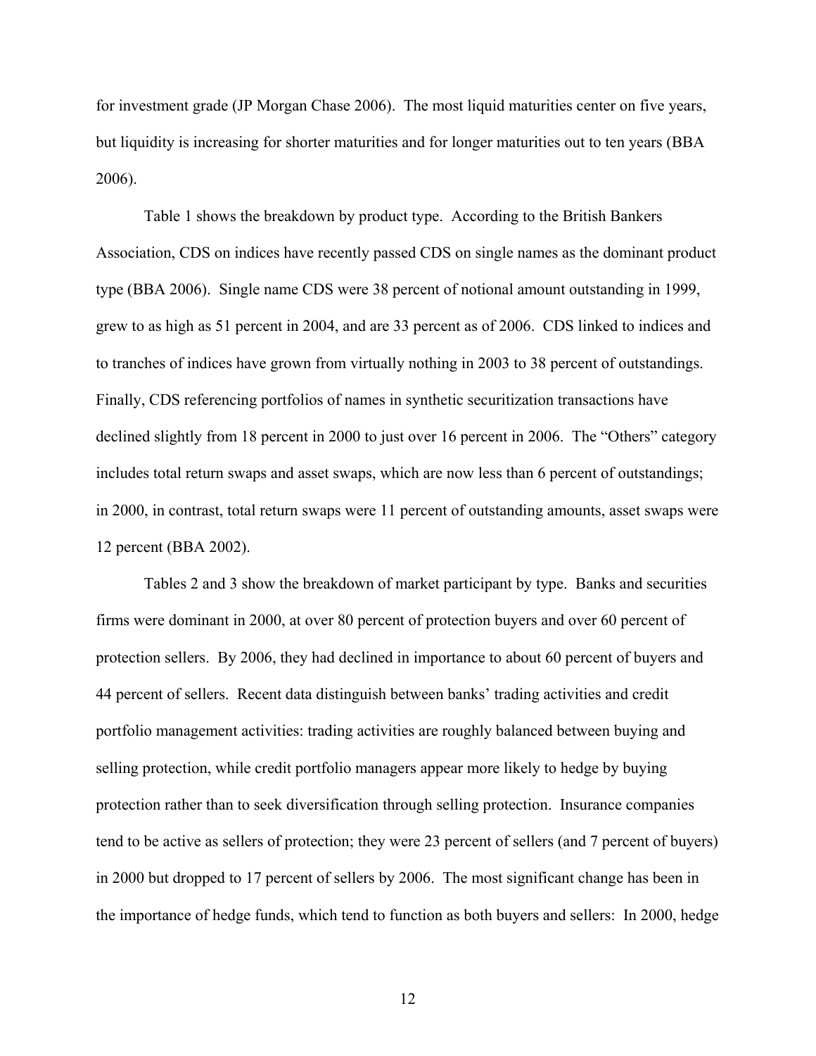for investment grade (JP Morgan Chase 2006). The most liquid maturities center on five years, but liquidity is increasing for shorter maturities and for longer maturities out to ten years (BBA 2006).

Table 1 shows the breakdown by product type. According to the British Bankers Association, CDS on indices have recently passed CDS on single names as the dominant product type (BBA 2006). Single name CDS were 38 percent of notional amount outstanding in 1999, grew to as high as 51 percent in 2004, and are 33 percent as of 2006. CDS linked to indices and to tranches of indices have grown from virtually nothing in 2003 to 38 percent of outstandings. Finally, CDS referencing portfolios of names in synthetic securitization transactions have declined slightly from 18 percent in 2000 to just over 16 percent in 2006. The "Others" category includes total return swaps and asset swaps, which are now less than 6 percent of outstandings; in 2000, in contrast, total return swaps were 11 percent of outstanding amounts, asset swaps were 12 percent (BBA 2002).

Tables 2 and 3 show the breakdown of market participant by type. Banks and securities firms were dominant in 2000, at over 80 percent of protection buyers and over 60 percent of protection sellers. By 2006, they had declined in importance to about 60 percent of buyers and 44 percent of sellers. Recent data distinguish between banks' trading activities and credit portfolio management activities: trading activities are roughly balanced between buying and selling protection, while credit portfolio managers appear more likely to hedge by buying protection rather than to seek diversification through selling protection. Insurance companies tend to be active as sellers of protection; they were 23 percent of sellers (and 7 percent of buyers) in 2000 but dropped to 17 percent of sellers by 2006. The most significant change has been in the importance of hedge funds, which tend to function as both buyers and sellers: In 2000, hedge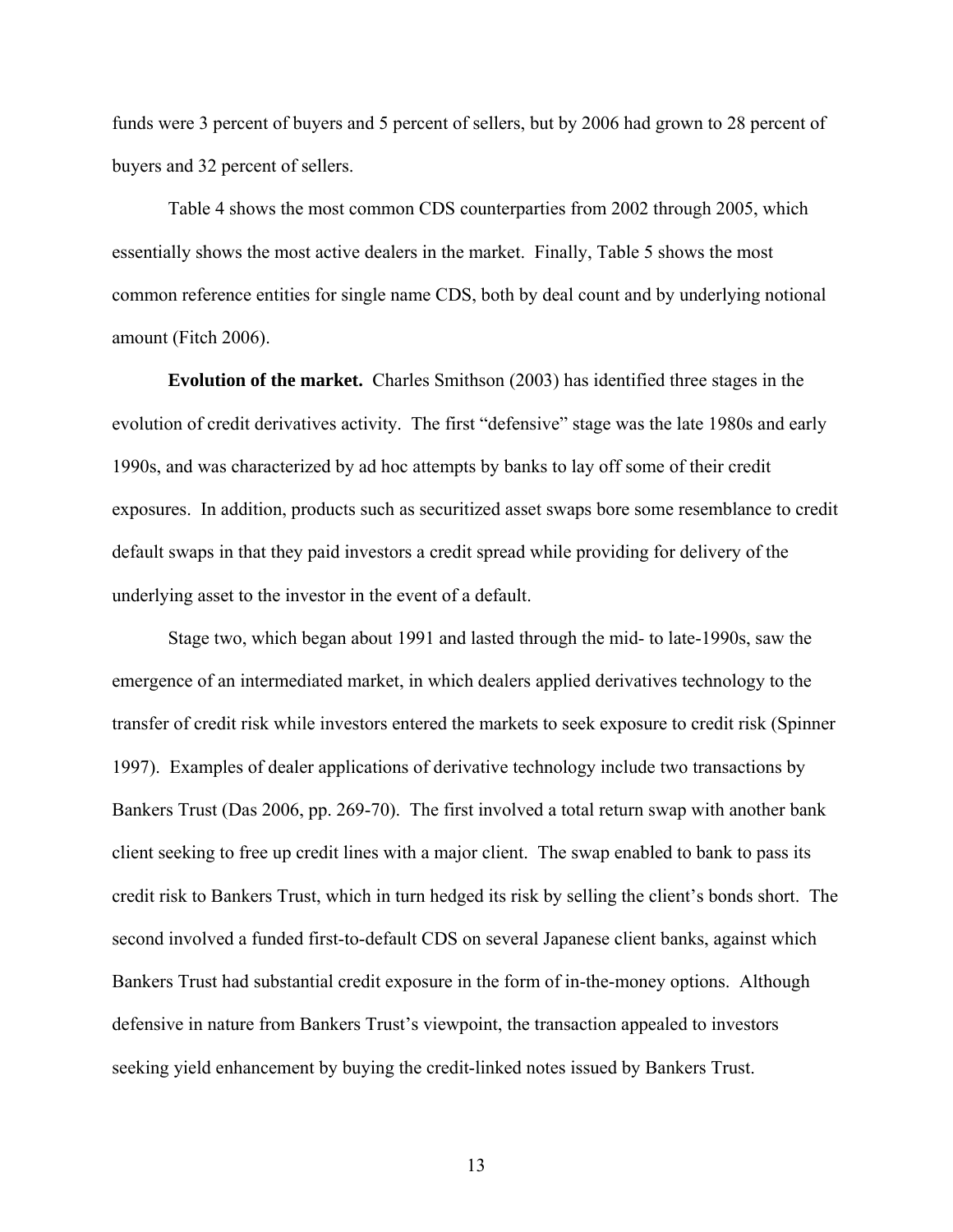funds were 3 percent of buyers and 5 percent of sellers, but by 2006 had grown to 28 percent of buyers and 32 percent of sellers.

Table 4 shows the most common CDS counterparties from 2002 through 2005, which essentially shows the most active dealers in the market. Finally, Table 5 shows the most common reference entities for single name CDS, both by deal count and by underlying notional amount (Fitch 2006).

**Evolution of the market.** Charles Smithson (2003) has identified three stages in the evolution of credit derivatives activity. The first "defensive" stage was the late 1980s and early 1990s, and was characterized by ad hoc attempts by banks to lay off some of their credit exposures. In addition, products such as securitized asset swaps bore some resemblance to credit default swaps in that they paid investors a credit spread while providing for delivery of the underlying asset to the investor in the event of a default.

Stage two, which began about 1991 and lasted through the mid- to late-1990s, saw the emergence of an intermediated market, in which dealers applied derivatives technology to the transfer of credit risk while investors entered the markets to seek exposure to credit risk (Spinner 1997). Examples of dealer applications of derivative technology include two transactions by Bankers Trust (Das 2006, pp. 269-70). The first involved a total return swap with another bank client seeking to free up credit lines with a major client. The swap enabled to bank to pass its credit risk to Bankers Trust, which in turn hedged its risk by selling the client's bonds short. The second involved a funded first-to-default CDS on several Japanese client banks, against which Bankers Trust had substantial credit exposure in the form of in-the-money options. Although defensive in nature from Bankers Trust's viewpoint, the transaction appealed to investors seeking yield enhancement by buying the credit-linked notes issued by Bankers Trust.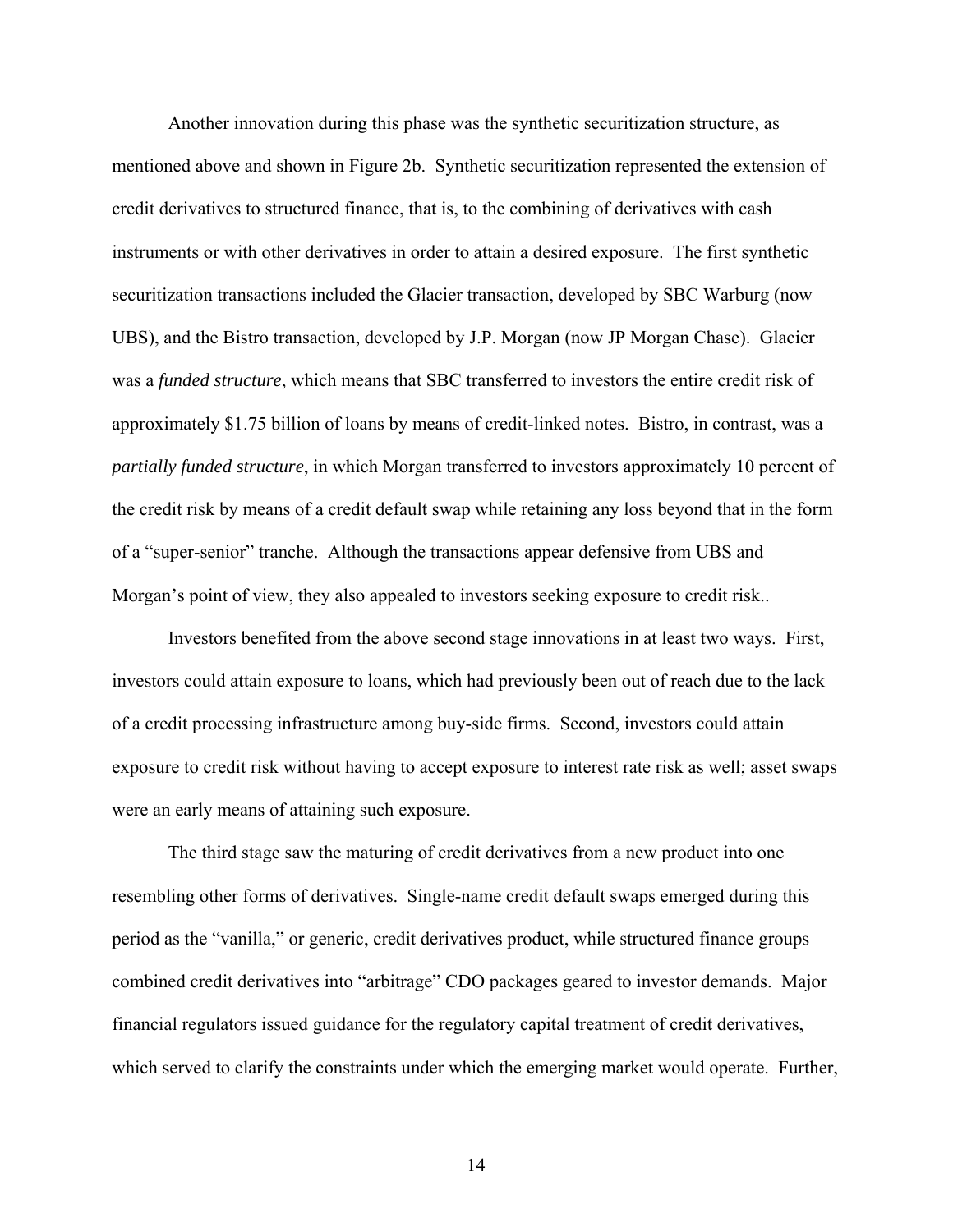Another innovation during this phase was the synthetic securitization structure, as mentioned above and shown in Figure 2b. Synthetic securitization represented the extension of credit derivatives to structured finance, that is, to the combining of derivatives with cash instruments or with other derivatives in order to attain a desired exposure. The first synthetic securitization transactions included the Glacier transaction, developed by SBC Warburg (now UBS), and the Bistro transaction, developed by J.P. Morgan (now JP Morgan Chase). Glacier was a *funded structure*, which means that SBC transferred to investors the entire credit risk of approximately \$1.75 billion of loans by means of credit-linked notes. Bistro, in contrast, was a *partially funded structure*, in which Morgan transferred to investors approximately 10 percent of the credit risk by means of a credit default swap while retaining any loss beyond that in the form of a "super-senior" tranche. Although the transactions appear defensive from UBS and Morgan's point of view, they also appealed to investors seeking exposure to credit risk..

Investors benefited from the above second stage innovations in at least two ways. First, investors could attain exposure to loans, which had previously been out of reach due to the lack of a credit processing infrastructure among buy-side firms. Second, investors could attain exposure to credit risk without having to accept exposure to interest rate risk as well; asset swaps were an early means of attaining such exposure.

The third stage saw the maturing of credit derivatives from a new product into one resembling other forms of derivatives. Single-name credit default swaps emerged during this period as the "vanilla," or generic, credit derivatives product, while structured finance groups combined credit derivatives into "arbitrage" CDO packages geared to investor demands. Major financial regulators issued guidance for the regulatory capital treatment of credit derivatives, which served to clarify the constraints under which the emerging market would operate. Further,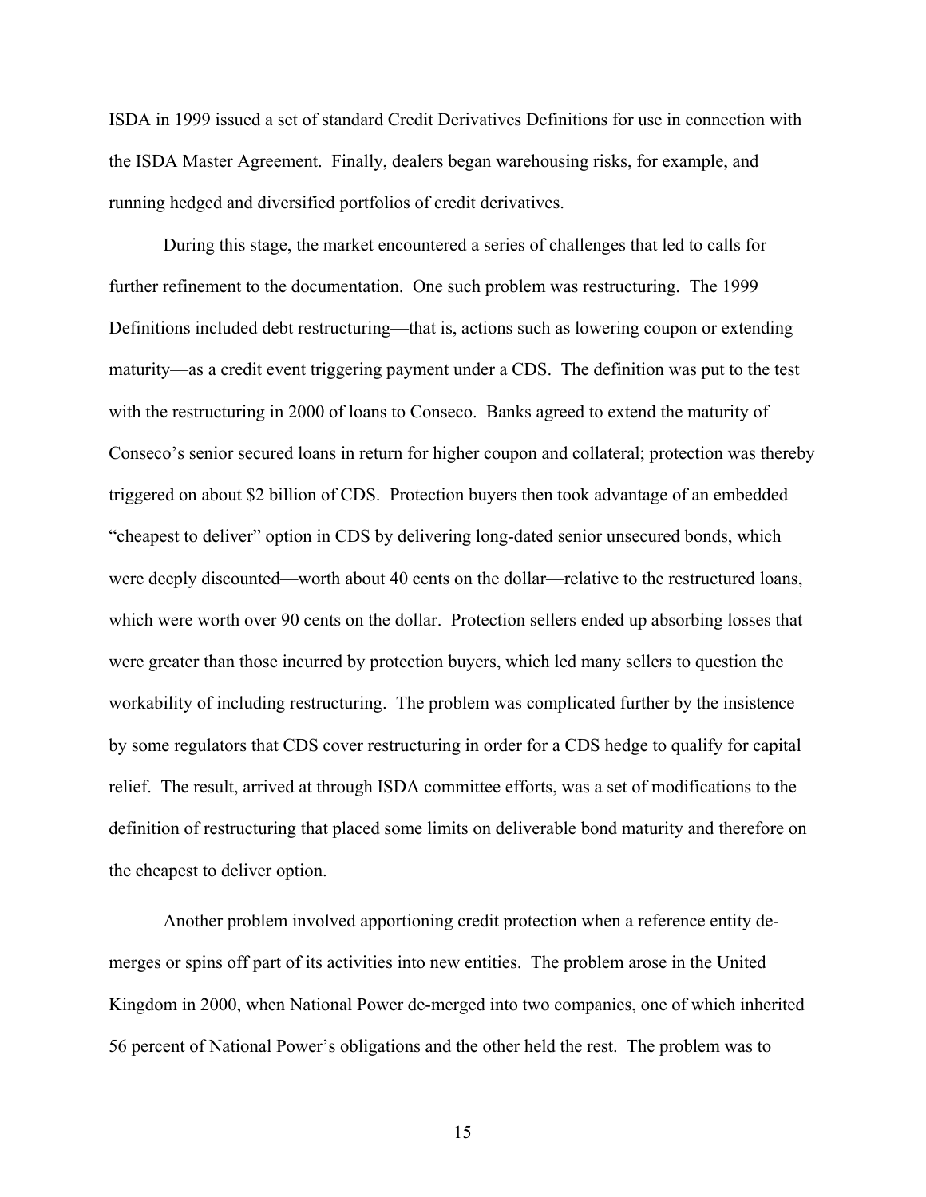ISDA in 1999 issued a set of standard Credit Derivatives Definitions for use in connection with the ISDA Master Agreement. Finally, dealers began warehousing risks, for example, and running hedged and diversified portfolios of credit derivatives.

During this stage, the market encountered a series of challenges that led to calls for further refinement to the documentation. One such problem was restructuring. The 1999 Definitions included debt restructuring—that is, actions such as lowering coupon or extending maturity—as a credit event triggering payment under a CDS. The definition was put to the test with the restructuring in 2000 of loans to Conseco. Banks agreed to extend the maturity of Conseco's senior secured loans in return for higher coupon and collateral; protection was thereby triggered on about $2 billion of CDS. Protection buyers then took advantage of an embedded "cheapest to deliver" option in CDS by delivering long-dated senior unsecured bonds, which were deeply discounted—worth about 40 cents on the dollar—relative to the restructured loans, which were worth over 90 cents on the dollar. Protection sellers ended up absorbing losses that were greater than those incurred by protection buyers, which led many sellers to question the workability of including restructuring. The problem was complicated further by the insistence by some regulators that CDS cover restructuring in order for a CDS hedge to qualify for capital relief. The result, arrived at through ISDA committee efforts, was a set of modifications to the definition of restructuring that placed some limits on deliverable bond maturity and therefore on the cheapest to deliver option.

Another problem involved apportioning credit protection when a reference entity de-merges or spins off part of its activities into new entities. The problem arose in the United Kingdom in 2000, when National Power de-merged into two companies, one of which inherited 56 percent of National Power's obligations and the other held the rest. The problem was to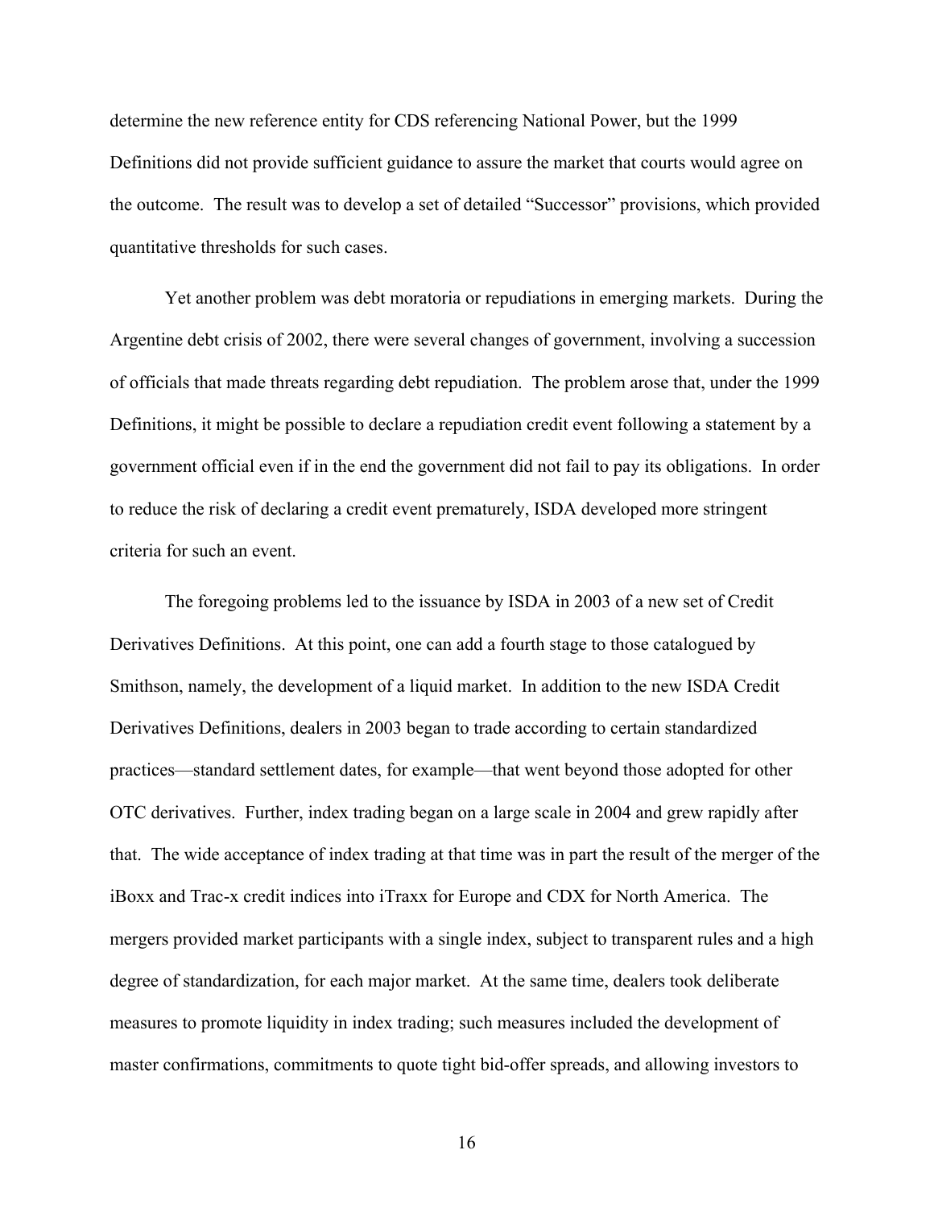determine the new reference entity for CDS referencing National Power, but the 1999 Definitions did not provide sufficient guidance to assure the market that courts would agree on the outcome. The result was to develop a set of detailed "Successor" provisions, which provided quantitative thresholds for such cases.

Yet another problem was debt moratoria or repudiations in emerging markets. During the Argentine debt crisis of 2002, there were several changes of government, involving a succession of officials that made threats regarding debt repudiation. The problem arose that, under the 1999 Definitions, it might be possible to declare a repudiation credit event following a statement by a government official even if in the end the government did not fail to pay its obligations. In order to reduce the risk of declaring a credit event prematurely, ISDA developed more stringent criteria for such an event.

The foregoing problems led to the issuance by ISDA in 2003 of a new set of Credit Derivatives Definitions. At this point, one can add a fourth stage to those catalogued by Smithson, namely, the development of a liquid market. In addition to the new ISDA Credit Derivatives Definitions, dealers in 2003 began to trade according to certain standardized practices—standard settlement dates, for example—that went beyond those adopted for other OTC derivatives. Further, index trading began on a large scale in 2004 and grew rapidly after that. The wide acceptance of index trading at that time was in part the result of the merger of the iBoxx and Trac-x credit indices into iTraxx for Europe and CDX for North America. The mergers provided market participants with a single index, subject to transparent rules and a high degree of standardization, for each major market. At the same time, dealers took deliberate measures to promote liquidity in index trading; such measures included the development of master confirmations, commitments to quote tight bid-offer spreads, and allowing investors to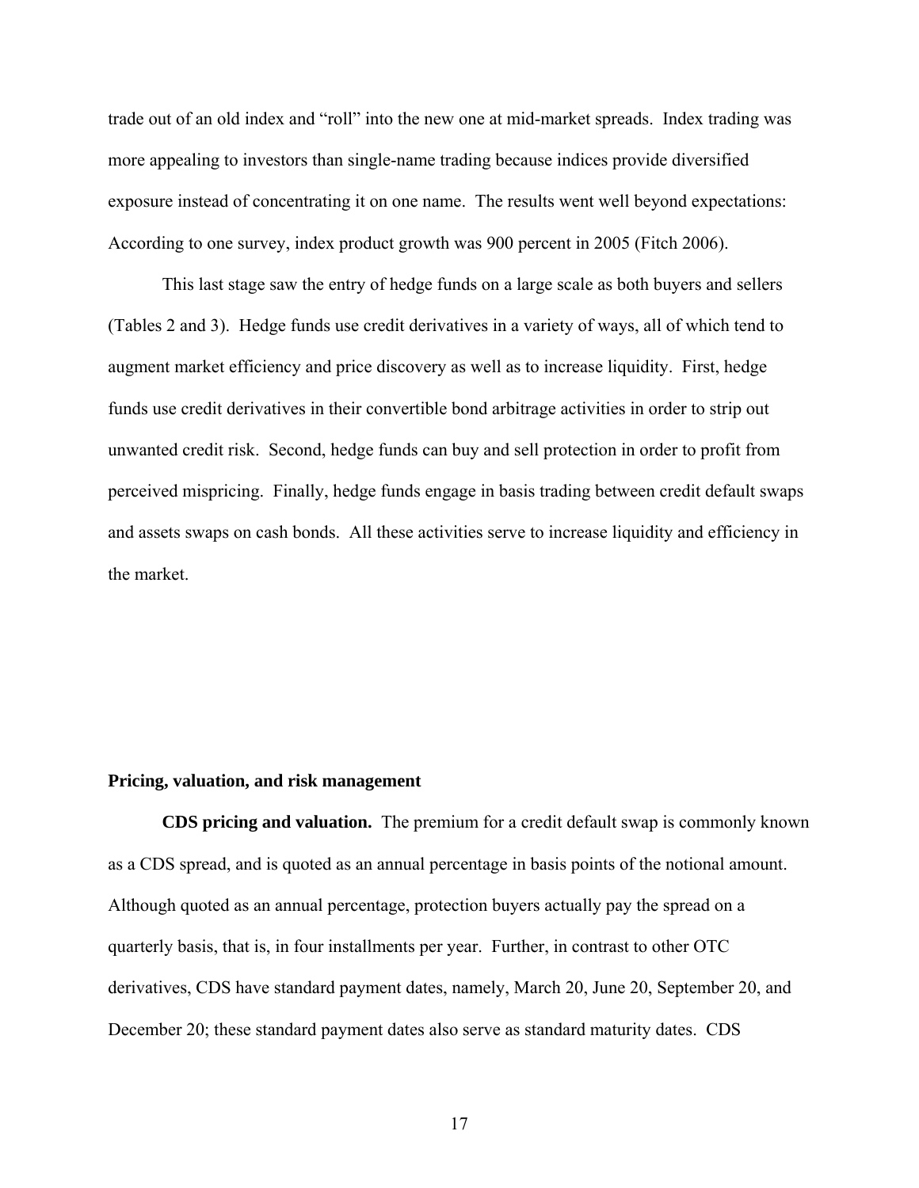trade out of an old index and "roll" into the new one at mid-market spreads. Index trading was more appealing to investors than single-name trading because indices provide diversified exposure instead of concentrating it on one name. The results went well beyond expectations: According to one survey, index product growth was 900 percent in 2005 (Fitch 2006).

This last stage saw the entry of hedge funds on a large scale as both buyers and sellers (Tables 2 and 3). Hedge funds use credit derivatives in a variety of ways, all of which tend to augment market efficiency and price discovery as well as to increase liquidity. First, hedge funds use credit derivatives in their convertible bond arbitrage activities in order to strip out unwanted credit risk. Second, hedge funds can buy and sell protection in order to profit from perceived mispricing. Finally, hedge funds engage in basis trading between credit default swaps and assets swaps on cash bonds. All these activities serve to increase liquidity and efficiency in the market.

## Pricing, valuation, and risk management

**CDS pricing and valuation.** The premium for a credit default swap is commonly known as a CDS spread, and is quoted as an annual percentage in basis points of the notional amount. Although quoted as an annual percentage, protection buyers actually pay the spread on a quarterly basis, that is, in four installments per year. Further, in contrast to other OTC derivatives, CDS have standard payment dates, namely, March 20, June 20, September 20, and December 20; these standard payment dates also serve as standard maturity dates. CDS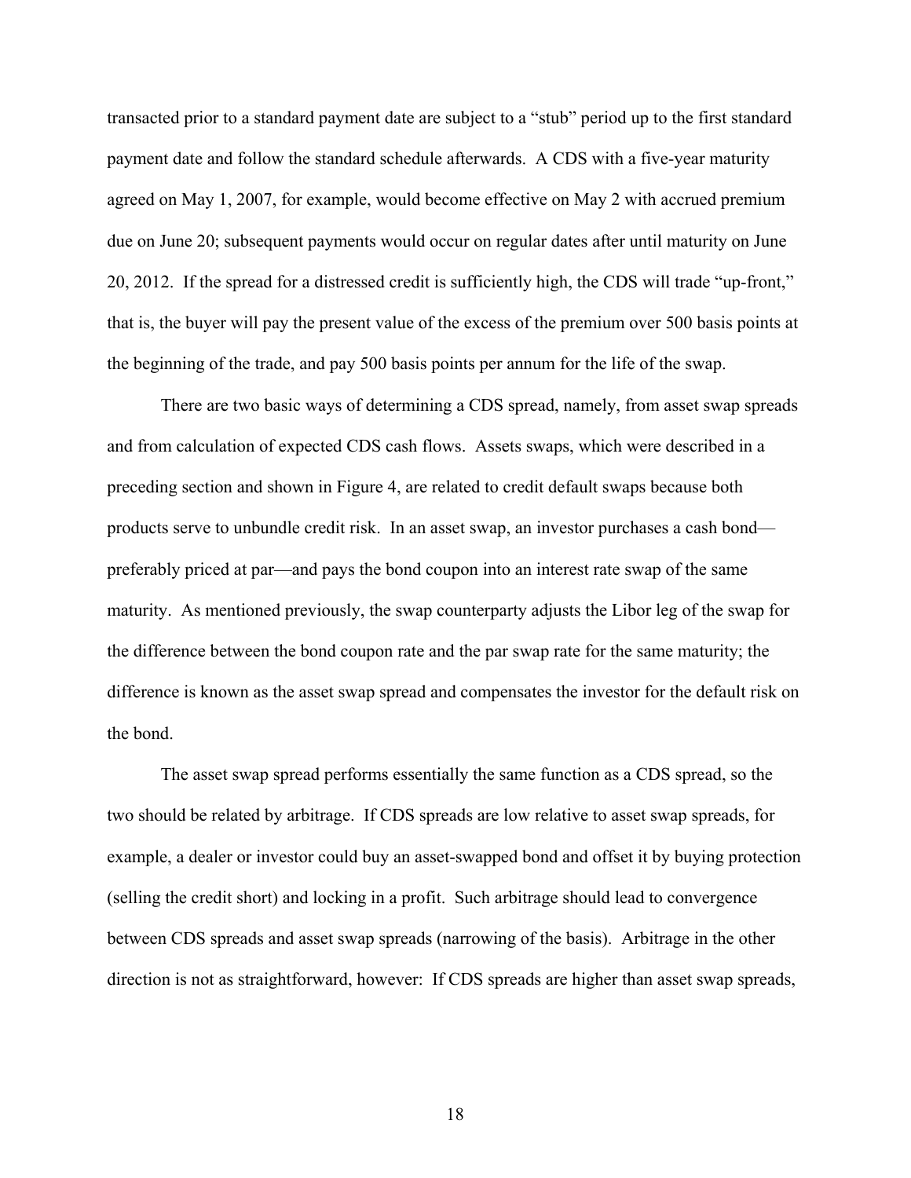transacted prior to a standard payment date are subject to a "stub" period up to the first standard payment date and follow the standard schedule afterwards. A CDS with a five-year maturity agreed on May 1, 2007, for example, would become effective on May 2 with accrued premium due on June 20; subsequent payments would occur on regular dates after until maturity on June 20, 2012. If the spread for a distressed credit is sufficiently high, the CDS will trade "up-front," that is, the buyer will pay the present value of the excess of the premium over 500 basis points at the beginning of the trade, and pay 500 basis points per annum for the life of the swap.

There are two basic ways of determining a CDS spread, namely, from asset swap spreads and from calculation of expected CDS cash flows. Assets swaps, which were described in a preceding section and shown in Figure 4, are related to credit default swaps because both products serve to unbundle credit risk. In an asset swap, an investor purchases a cash bond—preferably priced at par—and pays the bond coupon into an interest rate swap of the same maturity. As mentioned previously, the swap counterparty adjusts the Libor leg of the swap for the difference between the bond coupon rate and the par swap rate for the same maturity; the difference is known as the asset swap spread and compensates the investor for the default risk on the bond.

The asset swap spread performs essentially the same function as a CDS spread, so the two should be related by arbitrage. If CDS spreads are low relative to asset swap spreads, for example, a dealer or investor could buy an asset-swapped bond and offset it by buying protection (selling the credit short) and locking in a profit. Such arbitrage should lead to convergence between CDS spreads and asset swap spreads (narrowing of the basis). Arbitrage in the other direction is not as straightforward, however: If CDS spreads are higher than asset swap spreads,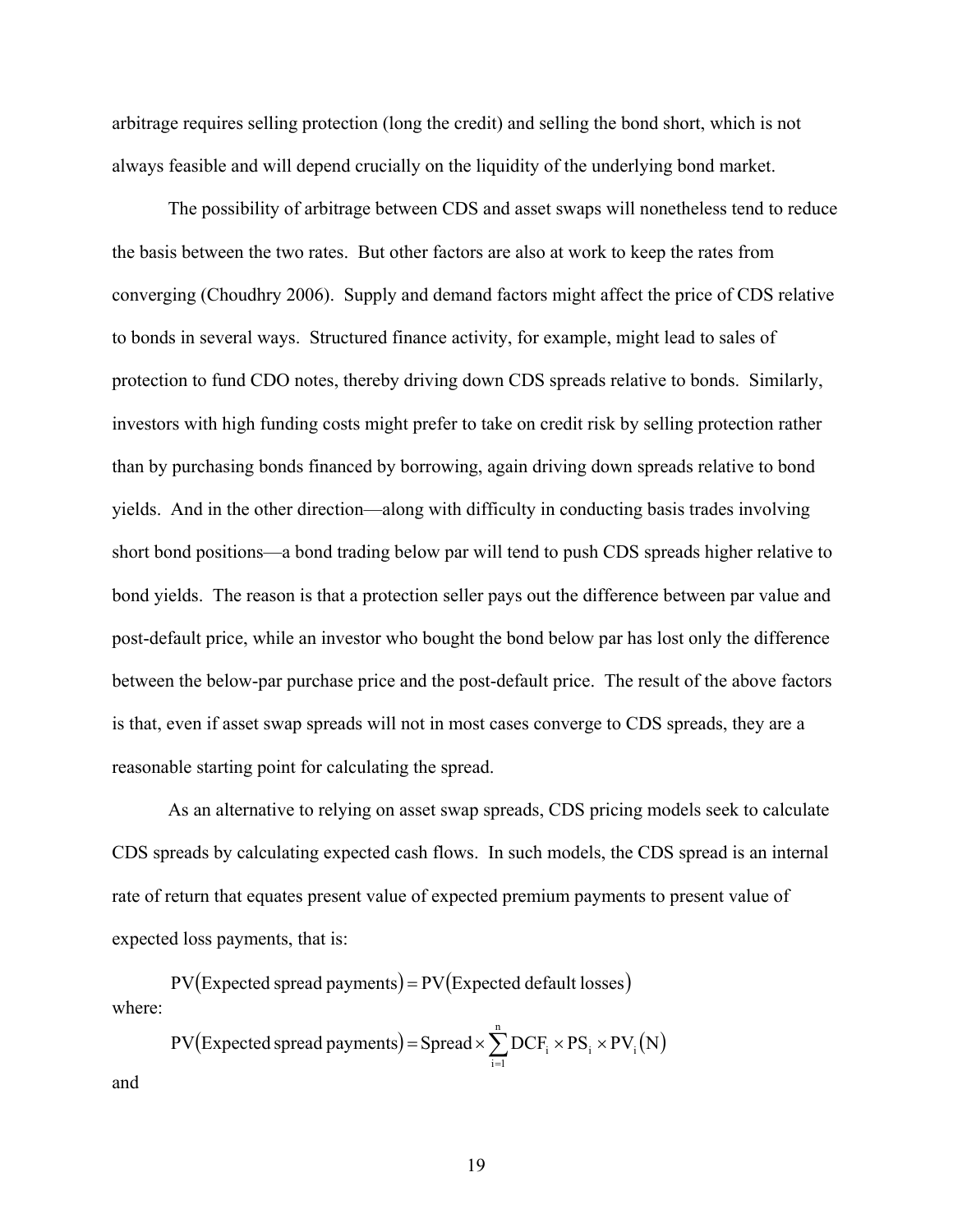arbitrage requires selling protection (long the credit) and selling the bond short, which is not always feasible and will depend crucially on the liquidity of the underlying bond market.

The possibility of arbitrage between CDS and asset swaps will nonetheless tend to reduce the basis between the two rates. But other factors are also at work to keep the rates from converging (Choudhry 2006). Supply and demand factors might affect the price of CDS relative to bonds in several ways. Structured finance activity, for example, might lead to sales of protection to fund CDO notes, thereby driving down CDS spreads relative to bonds. Similarly, investors with high funding costs might prefer to take on credit risk by selling protection rather than by purchasing bonds financed by borrowing, again driving down spreads relative to bond yields. And in the other direction—along with difficulty in conducting basis trades involving short bond positions—a bond trading below par will tend to push CDS spreads higher relative to bond yields. The reason is that a protection seller pays out the difference between par value and post-default price, while an investor who bought the bond below par has lost only the difference between the below-par purchase price and the post-default price. The result of the above factors is that, even if asset swap spreads will not in most cases converge to CDS spreads, they are a reasonable starting point for calculating the spread.

As an alternative to relying on asset swap spreads, CDS pricing models seek to calculate CDS spreads by calculating expected cash flows. In such models, the CDS spread is an internal rate of return that equates present value of expected premium payments to present value of expected loss payments, that is:

$$\mathrm{PV}(\text{Expected spread payments}) = \mathrm{PV}(\text{Expected default losses})$$

where:

$$\mathrm{PV}(\text{Expected spread payments}) = \text{Spread} \times \sum_{i=1}^{n} \mathrm{DCF}_i \times \mathrm{PS}_i \times \mathrm{PV}_i(\mathrm{N})$$

and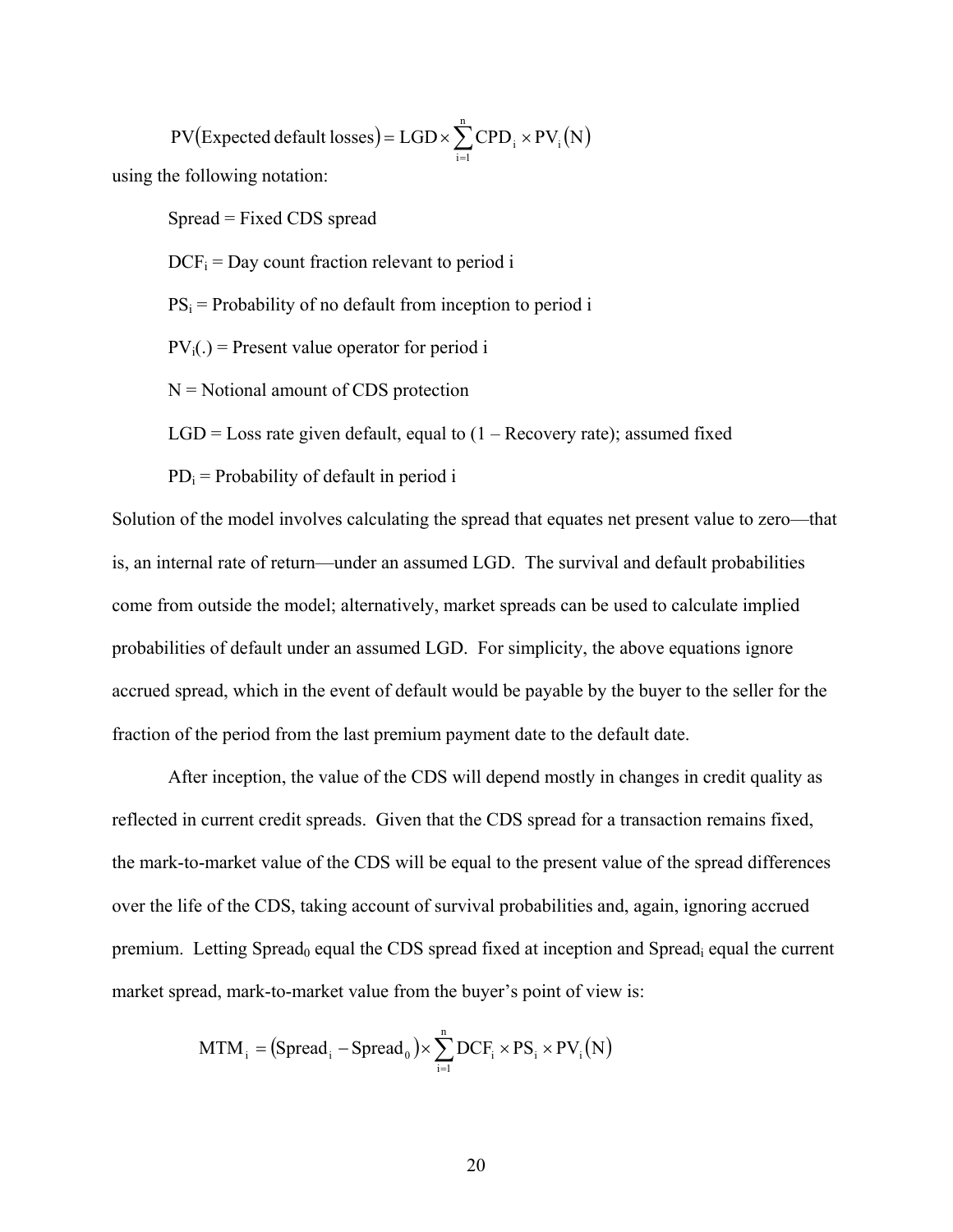$$\text{PV}(\text{Expected default losses}) = \text{LGD} \times \sum_{i=1}^{n} \text{CPD}_i \times \text{PV}_i(\text{N})$$

using the following notation:

Spread = Fixed CDS spread

$\text{DCF}_i$ = Day count fraction relevant to period i

$\text{PS}_i$ = Probability of no default from inception to period i

$\text{PV}_i(.)$ = Present value operator for period i

N = Notional amount of CDS protection

LGD = Loss rate given default, equal to (1 – Recovery rate); assumed fixed

$\text{PD}_i$ = Probability of default in period i

Solution of the model involves calculating the spread that equates net present value to zero—that is, an internal rate of return—under an assumed LGD. The survival and default probabilities come from outside the model; alternatively, market spreads can be used to calculate implied probabilities of default under an assumed LGD. For simplicity, the above equations ignore accrued spread, which in the event of default would be payable by the buyer to the seller for the fraction of the period from the last premium payment date to the default date.

After inception, the value of the CDS will depend mostly in changes in credit quality as reflected in current credit spreads. Given that the CDS spread for a transaction remains fixed, the mark-to-market value of the CDS will be equal to the present value of the spread differences over the life of the CDS, taking account of survival probabilities and, again, ignoring accrued premium. Letting $\text{Spread}_0$ equal the CDS spread fixed at inception and $\text{Spread}_i$ equal the current market spread, mark-to-market value from the buyer's point of view is:

$$\text{MTM}_i = (\text{Spread}_i - \text{Spread}_0) \times \sum_{i=1}^{n} \text{DCF}_i \times \text{PS}_i \times \text{PV}_i(\text{N})$$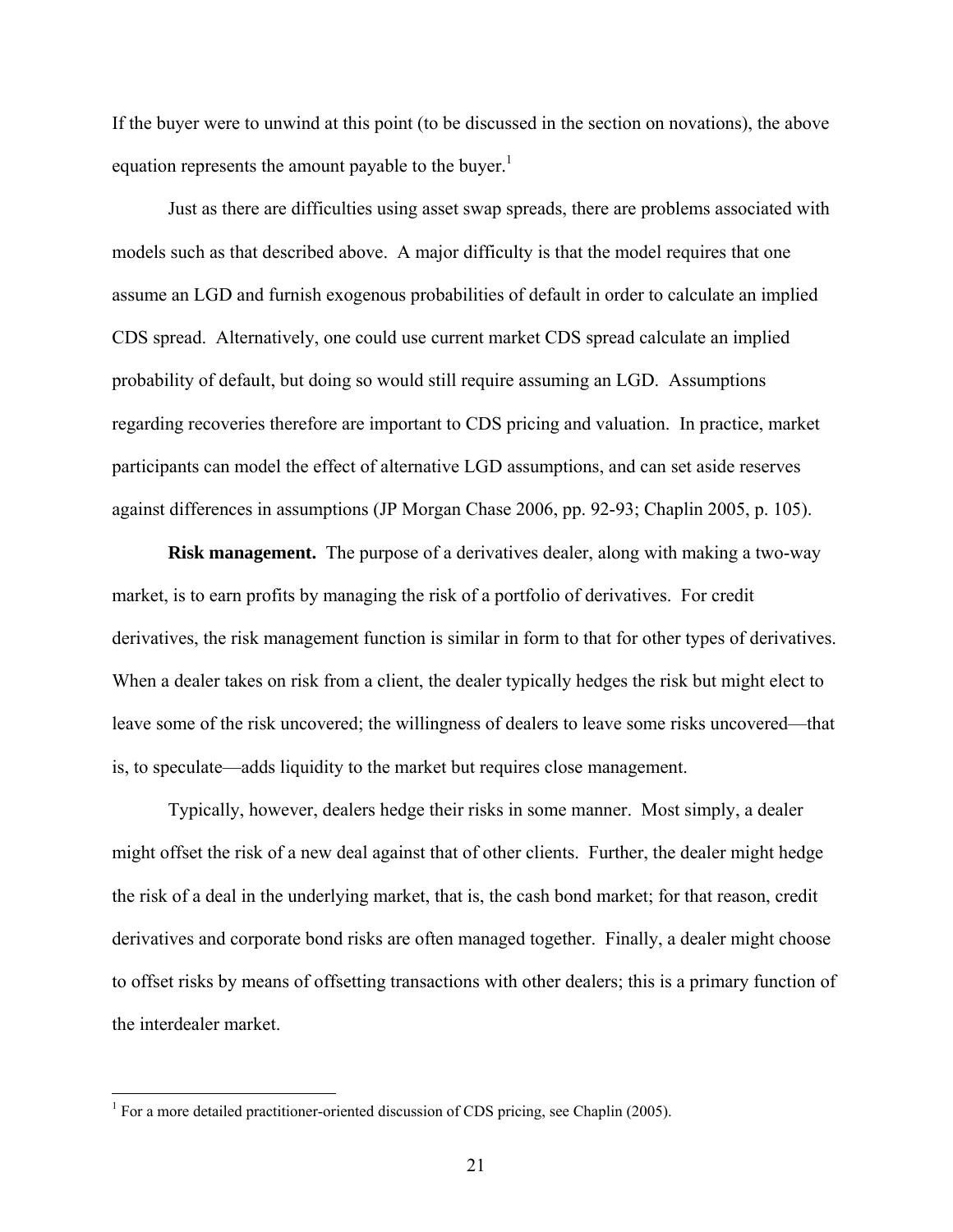If the buyer were to unwind at this point (to be discussed in the section on novations), the above equation represents the amount payable to the buyer.[1]

Just as there are difficulties using asset swap spreads, there are problems associated with models such as that described above. A major difficulty is that the model requires that one assume an LGD and furnish exogenous probabilities of default in order to calculate an implied CDS spread. Alternatively, one could use current market CDS spread calculate an implied probability of default, but doing so would still require assuming an LGD. Assumptions regarding recoveries therefore are important to CDS pricing and valuation. In practice, market participants can model the effect of alternative LGD assumptions, and can set aside reserves against differences in assumptions (JP Morgan Chase 2006, pp. 92-93; Chaplin 2005, p. 105).

**Risk management.** The purpose of a derivatives dealer, along with making a two-way market, is to earn profits by managing the risk of a portfolio of derivatives. For credit derivatives, the risk management function is similar in form to that for other types of derivatives. When a dealer takes on risk from a client, the dealer typically hedges the risk but might elect to leave some of the risk uncovered; the willingness of dealers to leave some risks uncovered—that is, to speculate—adds liquidity to the market but requires close management.

Typically, however, dealers hedge their risks in some manner. Most simply, a dealer might offset the risk of a new deal against that of other clients. Further, the dealer might hedge the risk of a deal in the underlying market, that is, the cash bond market; for that reason, credit derivatives and corporate bond risks are often managed together. Finally, a dealer might choose to offset risks by means of offsetting transactions with other dealers; this is a primary function of the interdealer market.

---

[1] For a more detailed practitioner-oriented discussion of CDS pricing, see Chaplin (2005).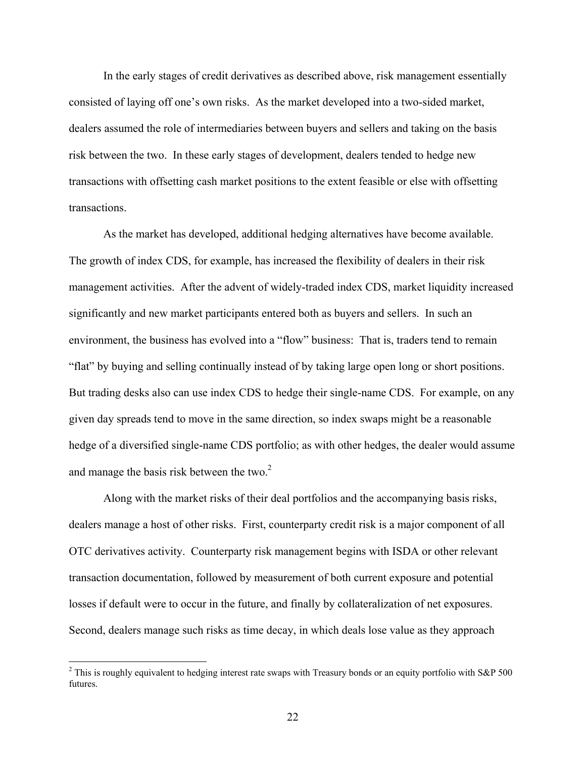In the early stages of credit derivatives as described above, risk management essentially consisted of laying off one's own risks. As the market developed into a two-sided market, dealers assumed the role of intermediaries between buyers and sellers and taking on the basis risk between the two. In these early stages of development, dealers tended to hedge new transactions with offsetting cash market positions to the extent feasible or else with offsetting transactions.

As the market has developed, additional hedging alternatives have become available. The growth of index CDS, for example, has increased the flexibility of dealers in their risk management activities. After the advent of widely-traded index CDS, market liquidity increased significantly and new market participants entered both as buyers and sellers. In such an environment, the business has evolved into a "flow" business: That is, traders tend to remain "flat" by buying and selling continually instead of by taking large open long or short positions. But trading desks also can use index CDS to hedge their single-name CDS. For example, on any given day spreads tend to move in the same direction, so index swaps might be a reasonable hedge of a diversified single-name CDS portfolio; as with other hedges, the dealer would assume and manage the basis risk between the two.[2]

Along with the market risks of their deal portfolios and the accompanying basis risks, dealers manage a host of other risks. First, counterparty credit risk is a major component of all OTC derivatives activity. Counterparty risk management begins with ISDA or other relevant transaction documentation, followed by measurement of both current exposure and potential losses if default were to occur in the future, and finally by collateralization of net exposures. Second, dealers manage such risks as time decay, in which deals lose value as they approach

[2] This is roughly equivalent to hedging interest rate swaps with Treasury bonds or an equity portfolio with S&P 500 futures.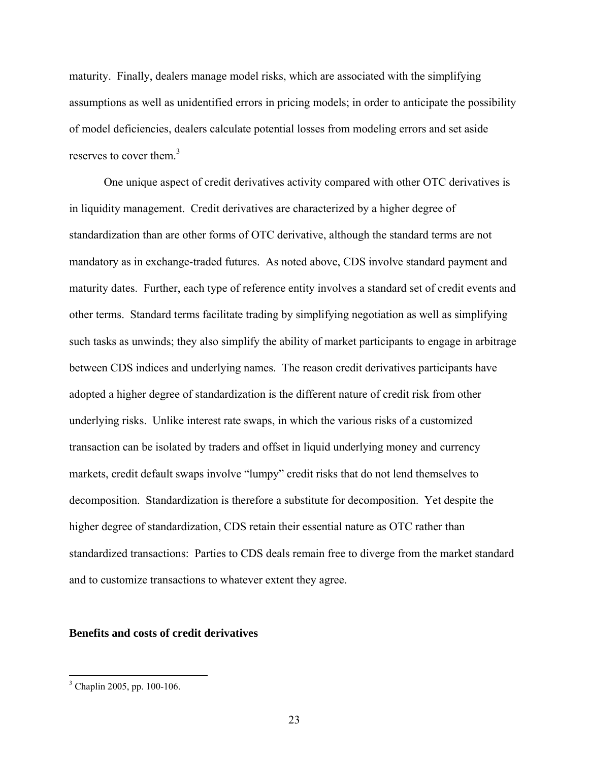maturity. Finally, dealers manage model risks, which are associated with the simplifying assumptions as well as unidentified errors in pricing models; in order to anticipate the possibility of model deficiencies, dealers calculate potential losses from modeling errors and set aside reserves to cover them.[3]

One unique aspect of credit derivatives activity compared with other OTC derivatives is in liquidity management. Credit derivatives are characterized by a higher degree of standardization than are other forms of OTC derivative, although the standard terms are not mandatory as in exchange-traded futures. As noted above, CDS involve standard payment and maturity dates. Further, each type of reference entity involves a standard set of credit events and other terms. Standard terms facilitate trading by simplifying negotiation as well as simplifying such tasks as unwinds; they also simplify the ability of market participants to engage in arbitrage between CDS indices and underlying names. The reason credit derivatives participants have adopted a higher degree of standardization is the different nature of credit risk from other underlying risks. Unlike interest rate swaps, in which the various risks of a customized transaction can be isolated by traders and offset in liquid underlying money and currency markets, credit default swaps involve "lumpy" credit risks that do not lend themselves to decomposition. Standardization is therefore a substitute for decomposition. Yet despite the higher degree of standardization, CDS retain their essential nature as OTC rather than standardized transactions: Parties to CDS deals remain free to diverge from the market standard and to customize transactions to whatever extent they agree.

### Benefits and costs of credit derivatives

[3] Chaplin 2005, pp. 100-106.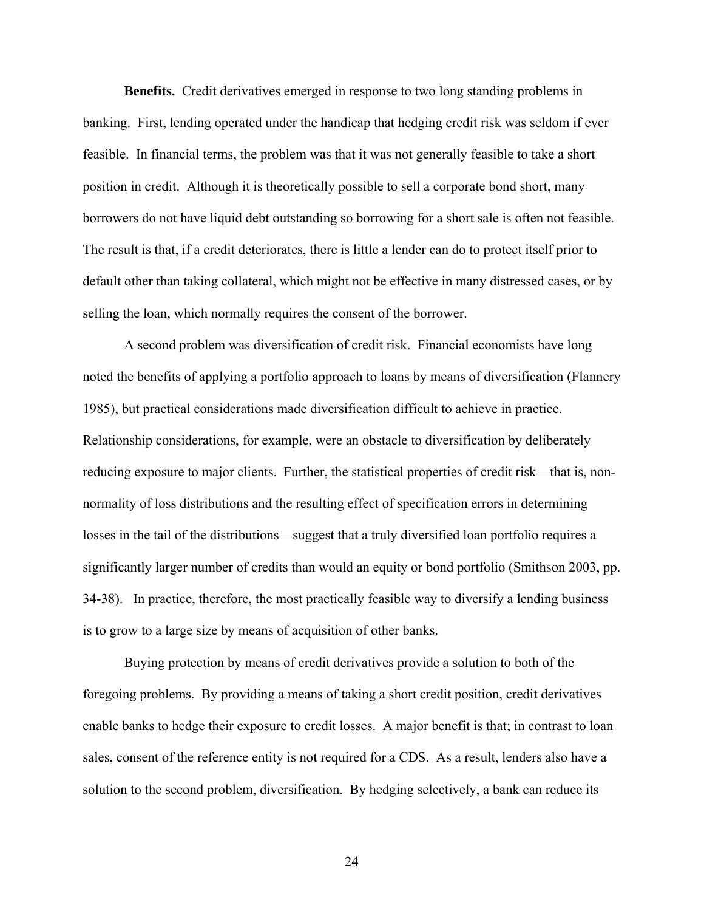**Benefits.** Credit derivatives emerged in response to two long standing problems in banking. First, lending operated under the handicap that hedging credit risk was seldom if ever feasible. In financial terms, the problem was that it was not generally feasible to take a short position in credit. Although it is theoretically possible to sell a corporate bond short, many borrowers do not have liquid debt outstanding so borrowing for a short sale is often not feasible. The result is that, if a credit deteriorates, there is little a lender can do to protect itself prior to default other than taking collateral, which might not be effective in many distressed cases, or by selling the loan, which normally requires the consent of the borrower.

A second problem was diversification of credit risk. Financial economists have long noted the benefits of applying a portfolio approach to loans by means of diversification (Flannery 1985), but practical considerations made diversification difficult to achieve in practice. Relationship considerations, for example, were an obstacle to diversification by deliberately reducing exposure to major clients. Further, the statistical properties of credit risk—that is, non-normality of loss distributions and the resulting effect of specification errors in determining losses in the tail of the distributions—suggest that a truly diversified loan portfolio requires a significantly larger number of credits than would an equity or bond portfolio (Smithson 2003, pp. 34-38). In practice, therefore, the most practically feasible way to diversify a lending business is to grow to a large size by means of acquisition of other banks.

Buying protection by means of credit derivatives provide a solution to both of the foregoing problems. By providing a means of taking a short credit position, credit derivatives enable banks to hedge their exposure to credit losses. A major benefit is that; in contrast to loan sales, consent of the reference entity is not required for a CDS. As a result, lenders also have a solution to the second problem, diversification. By hedging selectively, a bank can reduce its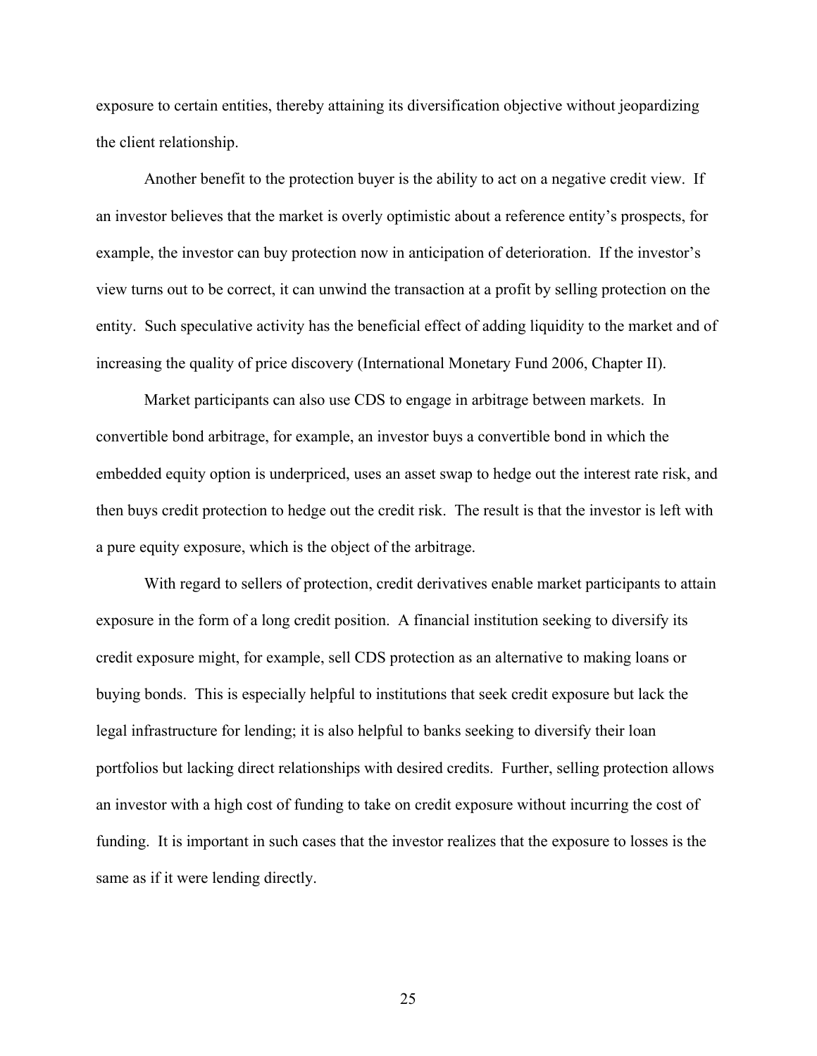exposure to certain entities, thereby attaining its diversification objective without jeopardizing the client relationship.

Another benefit to the protection buyer is the ability to act on a negative credit view. If an investor believes that the market is overly optimistic about a reference entity's prospects, for example, the investor can buy protection now in anticipation of deterioration. If the investor's view turns out to be correct, it can unwind the transaction at a profit by selling protection on the entity. Such speculative activity has the beneficial effect of adding liquidity to the market and of increasing the quality of price discovery (International Monetary Fund 2006, Chapter II).

Market participants can also use CDS to engage in arbitrage between markets. In convertible bond arbitrage, for example, an investor buys a convertible bond in which the embedded equity option is underpriced, uses an asset swap to hedge out the interest rate risk, and then buys credit protection to hedge out the credit risk. The result is that the investor is left with a pure equity exposure, which is the object of the arbitrage.

With regard to sellers of protection, credit derivatives enable market participants to attain exposure in the form of a long credit position. A financial institution seeking to diversify its credit exposure might, for example, sell CDS protection as an alternative to making loans or buying bonds. This is especially helpful to institutions that seek credit exposure but lack the legal infrastructure for lending; it is also helpful to banks seeking to diversify their loan portfolios but lacking direct relationships with desired credits. Further, selling protection allows an investor with a high cost of funding to take on credit exposure without incurring the cost of funding. It is important in such cases that the investor realizes that the exposure to losses is the same as if it were lending directly.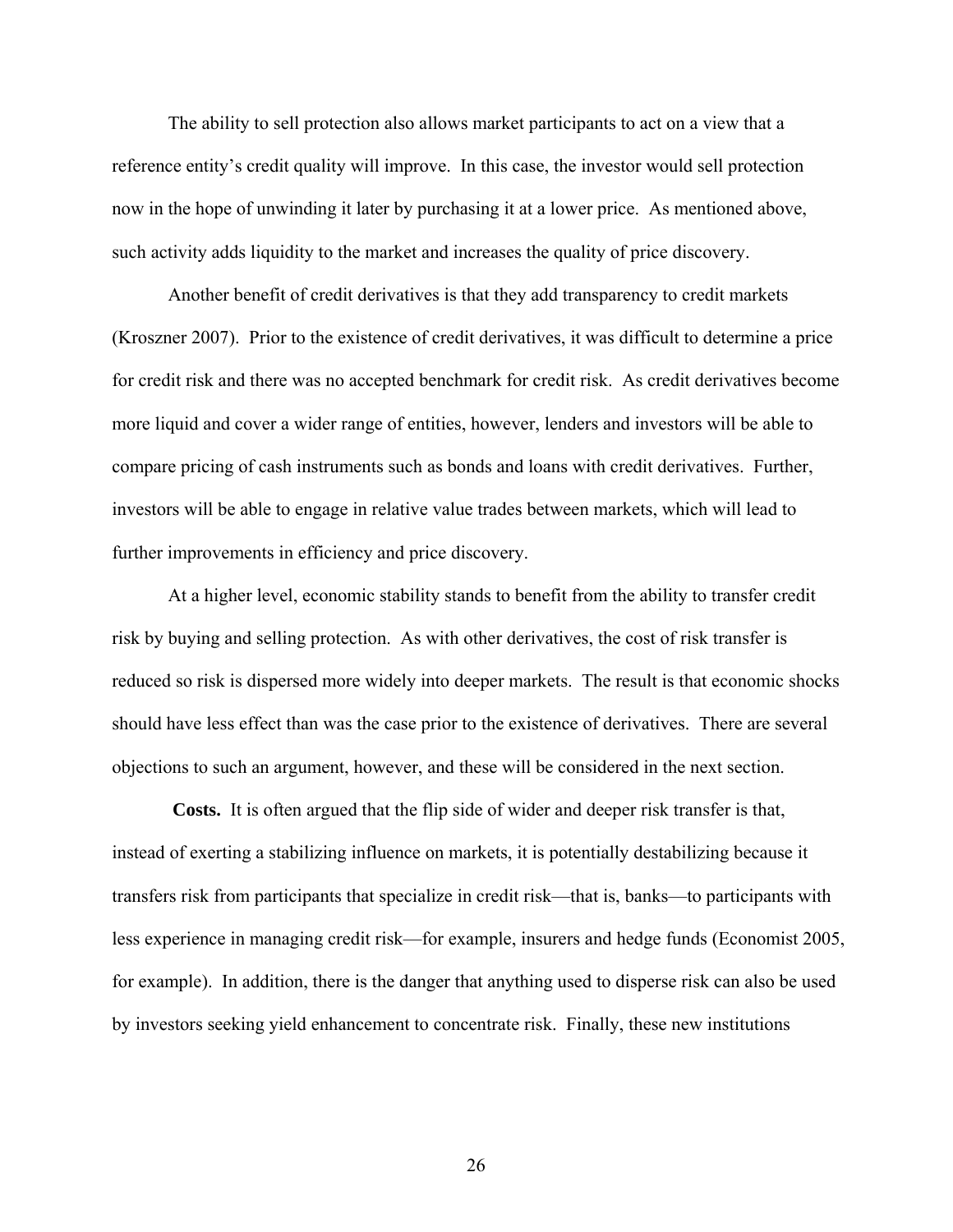The ability to sell protection also allows market participants to act on a view that a reference entity's credit quality will improve. In this case, the investor would sell protection now in the hope of unwinding it later by purchasing it at a lower price. As mentioned above, such activity adds liquidity to the market and increases the quality of price discovery.

Another benefit of credit derivatives is that they add transparency to credit markets (Kroszner 2007). Prior to the existence of credit derivatives, it was difficult to determine a price for credit risk and there was no accepted benchmark for credit risk. As credit derivatives become more liquid and cover a wider range of entities, however, lenders and investors will be able to compare pricing of cash instruments such as bonds and loans with credit derivatives. Further, investors will be able to engage in relative value trades between markets, which will lead to further improvements in efficiency and price discovery.

At a higher level, economic stability stands to benefit from the ability to transfer credit risk by buying and selling protection. As with other derivatives, the cost of risk transfer is reduced so risk is dispersed more widely into deeper markets. The result is that economic shocks should have less effect than was the case prior to the existence of derivatives. There are several objections to such an argument, however, and these will be considered in the next section.

**Costs.** It is often argued that the flip side of wider and deeper risk transfer is that, instead of exerting a stabilizing influence on markets, it is potentially destabilizing because it transfers risk from participants that specialize in credit risk—that is, banks—to participants with less experience in managing credit risk—for example, insurers and hedge funds (Economist 2005, for example). In addition, there is the danger that anything used to disperse risk can also be used by investors seeking yield enhancement to concentrate risk. Finally, these new institutions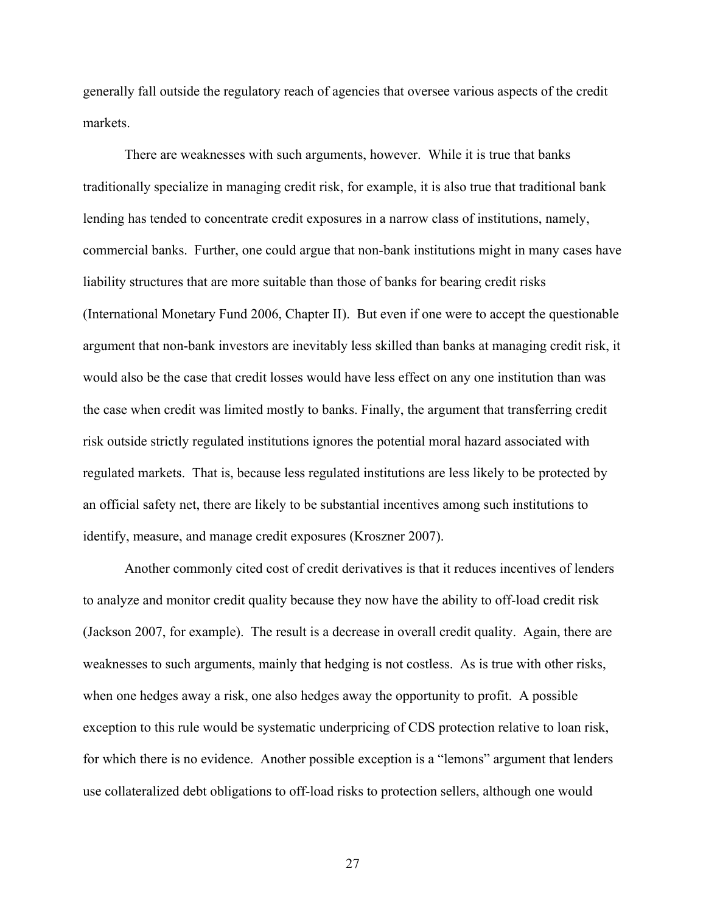generally fall outside the regulatory reach of agencies that oversee various aspects of the credit markets.

There are weaknesses with such arguments, however. While it is true that banks traditionally specialize in managing credit risk, for example, it is also true that traditional bank lending has tended to concentrate credit exposures in a narrow class of institutions, namely, commercial banks. Further, one could argue that non-bank institutions might in many cases have liability structures that are more suitable than those of banks for bearing credit risks (International Monetary Fund 2006, Chapter II). But even if one were to accept the questionable argument that non-bank investors are inevitably less skilled than banks at managing credit risk, it would also be the case that credit losses would have less effect on any one institution than was the case when credit was limited mostly to banks. Finally, the argument that transferring credit risk outside strictly regulated institutions ignores the potential moral hazard associated with regulated markets. That is, because less regulated institutions are less likely to be protected by an official safety net, there are likely to be substantial incentives among such institutions to identify, measure, and manage credit exposures (Kroszner 2007).

Another commonly cited cost of credit derivatives is that it reduces incentives of lenders to analyze and monitor credit quality because they now have the ability to off-load credit risk (Jackson 2007, for example). The result is a decrease in overall credit quality. Again, there are weaknesses to such arguments, mainly that hedging is not costless. As is true with other risks, when one hedges away a risk, one also hedges away the opportunity to profit. A possible exception to this rule would be systematic underpricing of CDS protection relative to loan risk, for which there is no evidence. Another possible exception is a "lemons" argument that lenders use collateralized debt obligations to off-load risks to protection sellers, although one would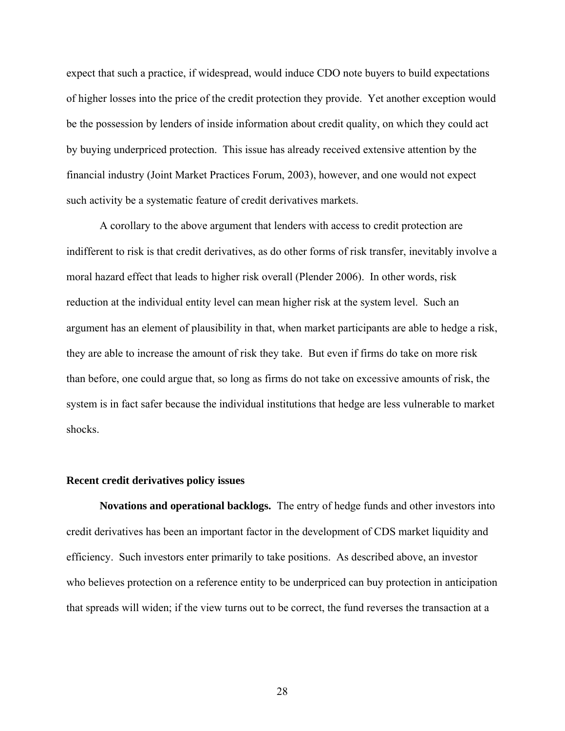expect that such a practice, if widespread, would induce CDO note buyers to build expectations of higher losses into the price of the credit protection they provide. Yet another exception would be the possession by lenders of inside information about credit quality, on which they could act by buying underpriced protection. This issue has already received extensive attention by the financial industry (Joint Market Practices Forum, 2003), however, and one would not expect such activity be a systematic feature of credit derivatives markets.

A corollary to the above argument that lenders with access to credit protection are indifferent to risk is that credit derivatives, as do other forms of risk transfer, inevitably involve a moral hazard effect that leads to higher risk overall (Plender 2006). In other words, risk reduction at the individual entity level can mean higher risk at the system level. Such an argument has an element of plausibility in that, when market participants are able to hedge a risk, they are able to increase the amount of risk they take. But even if firms do take on more risk than before, one could argue that, so long as firms do not take on excessive amounts of risk, the system is in fact safer because the individual institutions that hedge are less vulnerable to market shocks.

### Recent credit derivatives policy issues

**Novations and operational backlogs.** The entry of hedge funds and other investors into credit derivatives has been an important factor in the development of CDS market liquidity and efficiency. Such investors enter primarily to take positions. As described above, an investor who believes protection on a reference entity to be underpriced can buy protection in anticipation that spreads will widen; if the view turns out to be correct, the fund reverses the transaction at a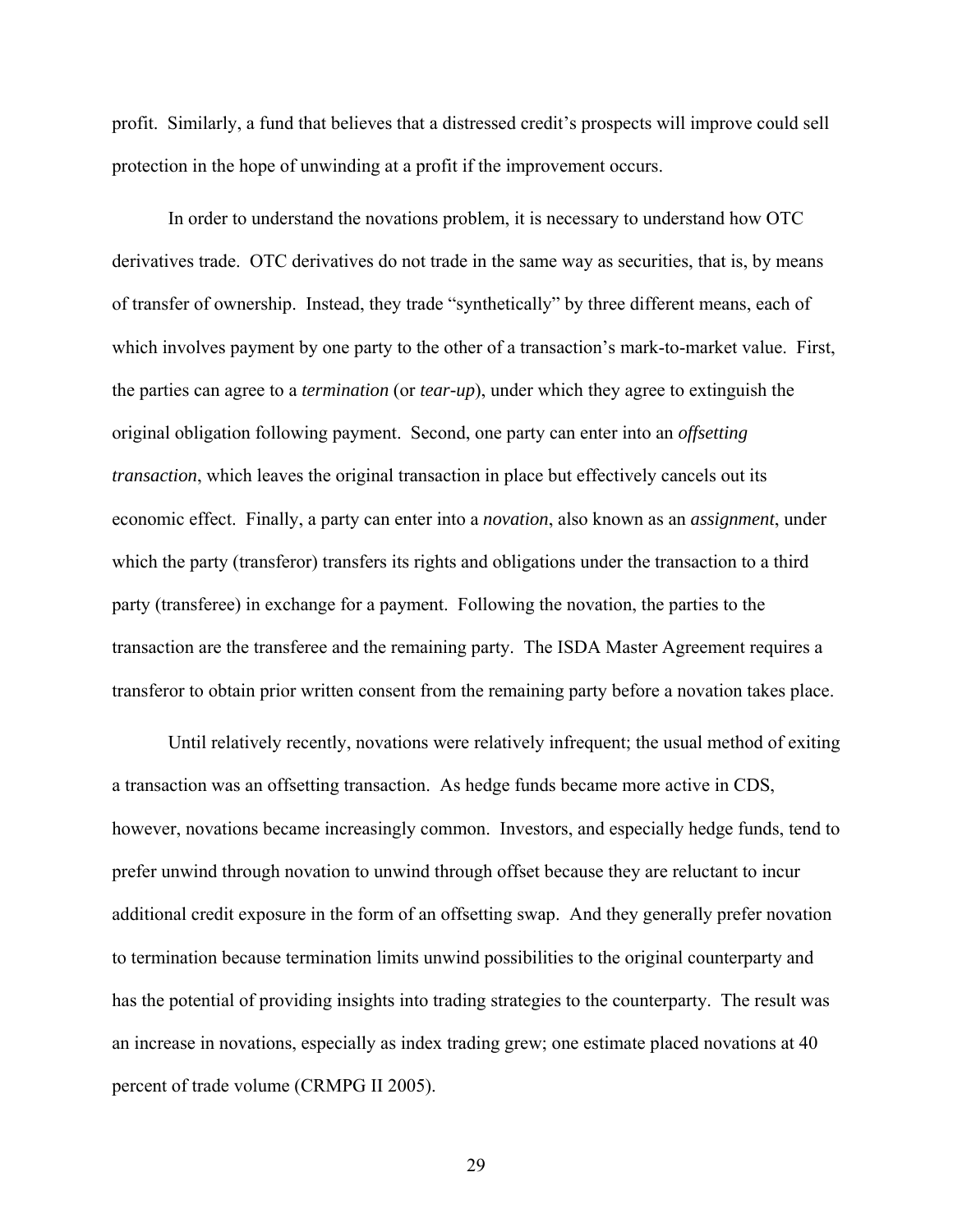profit. Similarly, a fund that believes that a distressed credit's prospects will improve could sell protection in the hope of unwinding at a profit if the improvement occurs.

In order to understand the novations problem, it is necessary to understand how OTC derivatives trade. OTC derivatives do not trade in the same way as securities, that is, by means of transfer of ownership. Instead, they trade "synthetically" by three different means, each of which involves payment by one party to the other of a transaction's mark-to-market value. First, the parties can agree to a *termination* (or *tear-up*), under which they agree to extinguish the original obligation following payment. Second, one party can enter into an *offsetting transaction*, which leaves the original transaction in place but effectively cancels out its economic effect. Finally, a party can enter into a *novation*, also known as an *assignment*, under which the party (transferor) transfers its rights and obligations under the transaction to a third party (transferee) in exchange for a payment. Following the novation, the parties to the transaction are the transferee and the remaining party. The ISDA Master Agreement requires a transferor to obtain prior written consent from the remaining party before a novation takes place.

Until relatively recently, novations were relatively infrequent; the usual method of exiting a transaction was an offsetting transaction. As hedge funds became more active in CDS, however, novations became increasingly common. Investors, and especially hedge funds, tend to prefer unwind through novation to unwind through offset because they are reluctant to incur additional credit exposure in the form of an offsetting swap. And they generally prefer novation to termination because termination limits unwind possibilities to the original counterparty and has the potential of providing insights into trading strategies to the counterparty. The result was an increase in novations, especially as index trading grew; one estimate placed novations at 40 percent of trade volume (CRMPG II 2005).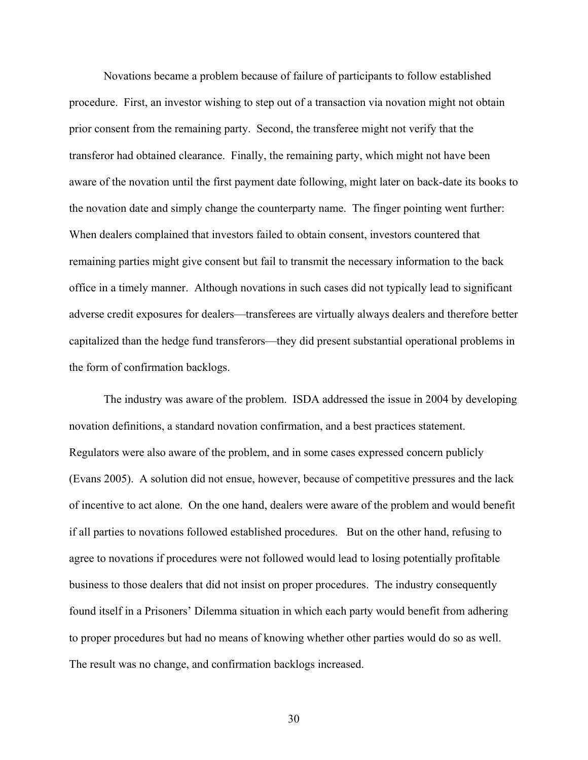Novations became a problem because of failure of participants to follow established procedure. First, an investor wishing to step out of a transaction via novation might not obtain prior consent from the remaining party. Second, the transferee might not verify that the transferor had obtained clearance. Finally, the remaining party, which might not have been aware of the novation until the first payment date following, might later on back-date its books to the novation date and simply change the counterparty name. The finger pointing went further: When dealers complained that investors failed to obtain consent, investors countered that remaining parties might give consent but fail to transmit the necessary information to the back office in a timely manner. Although novations in such cases did not typically lead to significant adverse credit exposures for dealers—transferees are virtually always dealers and therefore better capitalized than the hedge fund transferors—they did present substantial operational problems in the form of confirmation backlogs.

The industry was aware of the problem. ISDA addressed the issue in 2004 by developing novation definitions, a standard novation confirmation, and a best practices statement. Regulators were also aware of the problem, and in some cases expressed concern publicly (Evans 2005). A solution did not ensue, however, because of competitive pressures and the lack of incentive to act alone. On the one hand, dealers were aware of the problem and would benefit if all parties to novations followed established procedures. But on the other hand, refusing to agree to novations if procedures were not followed would lead to losing potentially profitable business to those dealers that did not insist on proper procedures. The industry consequently found itself in a Prisoners' Dilemma situation in which each party would benefit from adhering to proper procedures but had no means of knowing whether other parties would do so as well. The result was no change, and confirmation backlogs increased.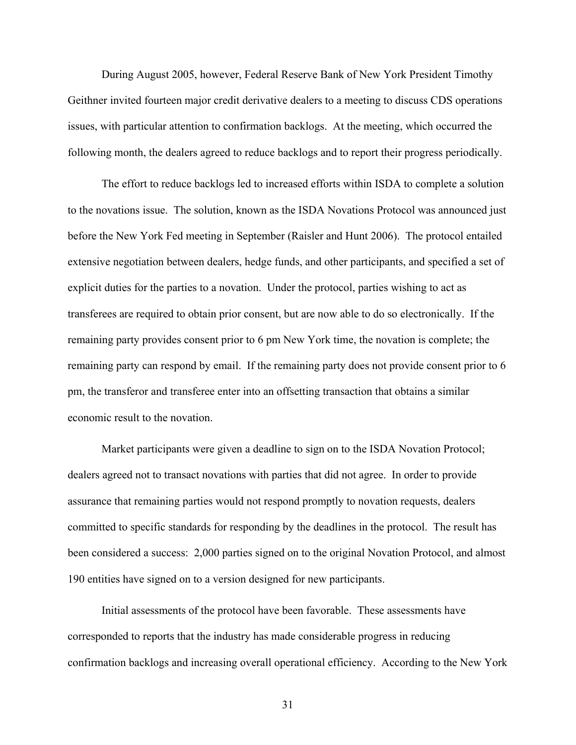During August 2005, however, Federal Reserve Bank of New York President Timothy Geithner invited fourteen major credit derivative dealers to a meeting to discuss CDS operations issues, with particular attention to confirmation backlogs. At the meeting, which occurred the following month, the dealers agreed to reduce backlogs and to report their progress periodically.

The effort to reduce backlogs led to increased efforts within ISDA to complete a solution to the novations issue. The solution, known as the ISDA Novations Protocol was announced just before the New York Fed meeting in September (Raisler and Hunt 2006). The protocol entailed extensive negotiation between dealers, hedge funds, and other participants, and specified a set of explicit duties for the parties to a novation. Under the protocol, parties wishing to act as transferees are required to obtain prior consent, but are now able to do so electronically. If the remaining party provides consent prior to 6 pm New York time, the novation is complete; the remaining party can respond by email. If the remaining party does not provide consent prior to 6 pm, the transferor and transferee enter into an offsetting transaction that obtains a similar economic result to the novation.

Market participants were given a deadline to sign on to the ISDA Novation Protocol; dealers agreed not to transact novations with parties that did not agree. In order to provide assurance that remaining parties would not respond promptly to novation requests, dealers committed to specific standards for responding by the deadlines in the protocol. The result has been considered a success: 2,000 parties signed on to the original Novation Protocol, and almost 190 entities have signed on to a version designed for new participants.

Initial assessments of the protocol have been favorable. These assessments have corresponded to reports that the industry has made considerable progress in reducing confirmation backlogs and increasing overall operational efficiency. According to the New York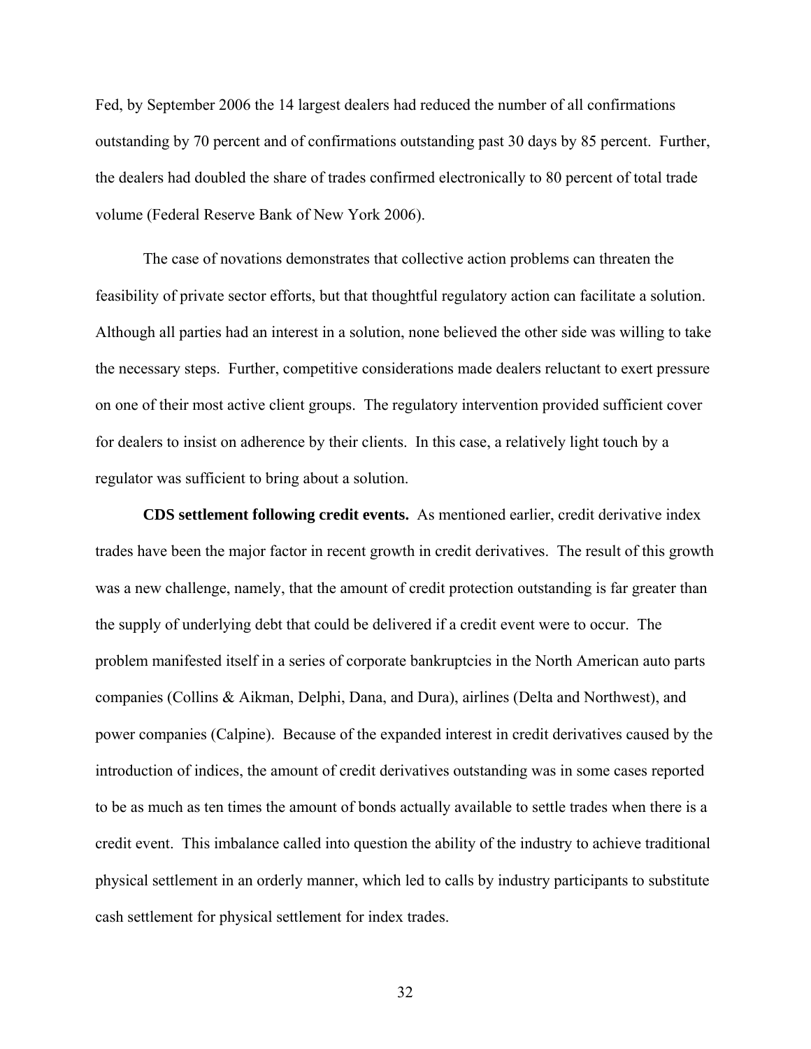Fed, by September 2006 the 14 largest dealers had reduced the number of all confirmations outstanding by 70 percent and of confirmations outstanding past 30 days by 85 percent. Further, the dealers had doubled the share of trades confirmed electronically to 80 percent of total trade volume (Federal Reserve Bank of New York 2006).

The case of novations demonstrates that collective action problems can threaten the feasibility of private sector efforts, but that thoughtful regulatory action can facilitate a solution. Although all parties had an interest in a solution, none believed the other side was willing to take the necessary steps. Further, competitive considerations made dealers reluctant to exert pressure on one of their most active client groups. The regulatory intervention provided sufficient cover for dealers to insist on adherence by their clients. In this case, a relatively light touch by a regulator was sufficient to bring about a solution.

**CDS settlement following credit events.** As mentioned earlier, credit derivative index trades have been the major factor in recent growth in credit derivatives. The result of this growth was a new challenge, namely, that the amount of credit protection outstanding is far greater than the supply of underlying debt that could be delivered if a credit event were to occur. The problem manifested itself in a series of corporate bankruptcies in the North American auto parts companies (Collins & Aikman, Delphi, Dana, and Dura), airlines (Delta and Northwest), and power companies (Calpine). Because of the expanded interest in credit derivatives caused by the introduction of indices, the amount of credit derivatives outstanding was in some cases reported to be as much as ten times the amount of bonds actually available to settle trades when there is a credit event. This imbalance called into question the ability of the industry to achieve traditional physical settlement in an orderly manner, which led to calls by industry participants to substitute cash settlement for physical settlement for index trades.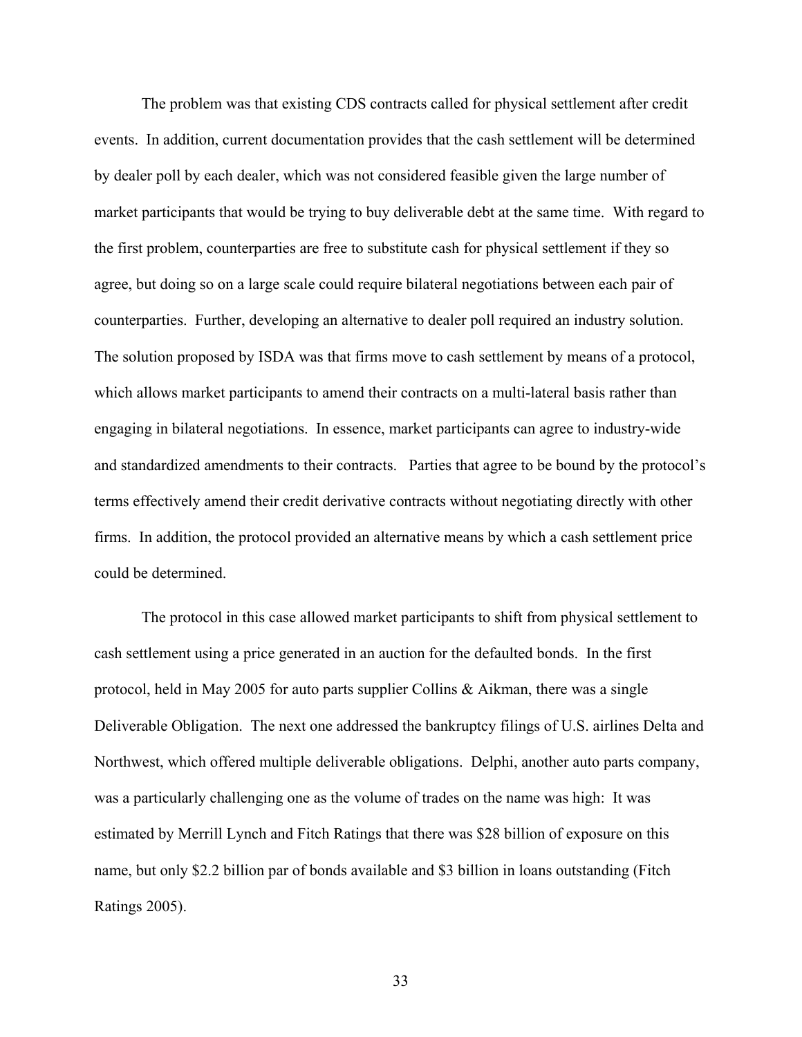The problem was that existing CDS contracts called for physical settlement after credit events. In addition, current documentation provides that the cash settlement will be determined by dealer poll by each dealer, which was not considered feasible given the large number of market participants that would be trying to buy deliverable debt at the same time. With regard to the first problem, counterparties are free to substitute cash for physical settlement if they so agree, but doing so on a large scale could require bilateral negotiations between each pair of counterparties. Further, developing an alternative to dealer poll required an industry solution. The solution proposed by ISDA was that firms move to cash settlement by means of a protocol, which allows market participants to amend their contracts on a multi-lateral basis rather than engaging in bilateral negotiations. In essence, market participants can agree to industry-wide and standardized amendments to their contracts. Parties that agree to be bound by the protocol's terms effectively amend their credit derivative contracts without negotiating directly with other firms. In addition, the protocol provided an alternative means by which a cash settlement price could be determined.

The protocol in this case allowed market participants to shift from physical settlement to cash settlement using a price generated in an auction for the defaulted bonds. In the first protocol, held in May 2005 for auto parts supplier Collins & Aikman, there was a single Deliverable Obligation. The next one addressed the bankruptcy filings of U.S. airlines Delta and Northwest, which offered multiple deliverable obligations. Delphi, another auto parts company, was a particularly challenging one as the volume of trades on the name was high: It was estimated by Merrill Lynch and Fitch Ratings that there was $28 billion of exposure on this name, but only $2.2 billion par of bonds available and $3 billion in loans outstanding (Fitch Ratings 2005).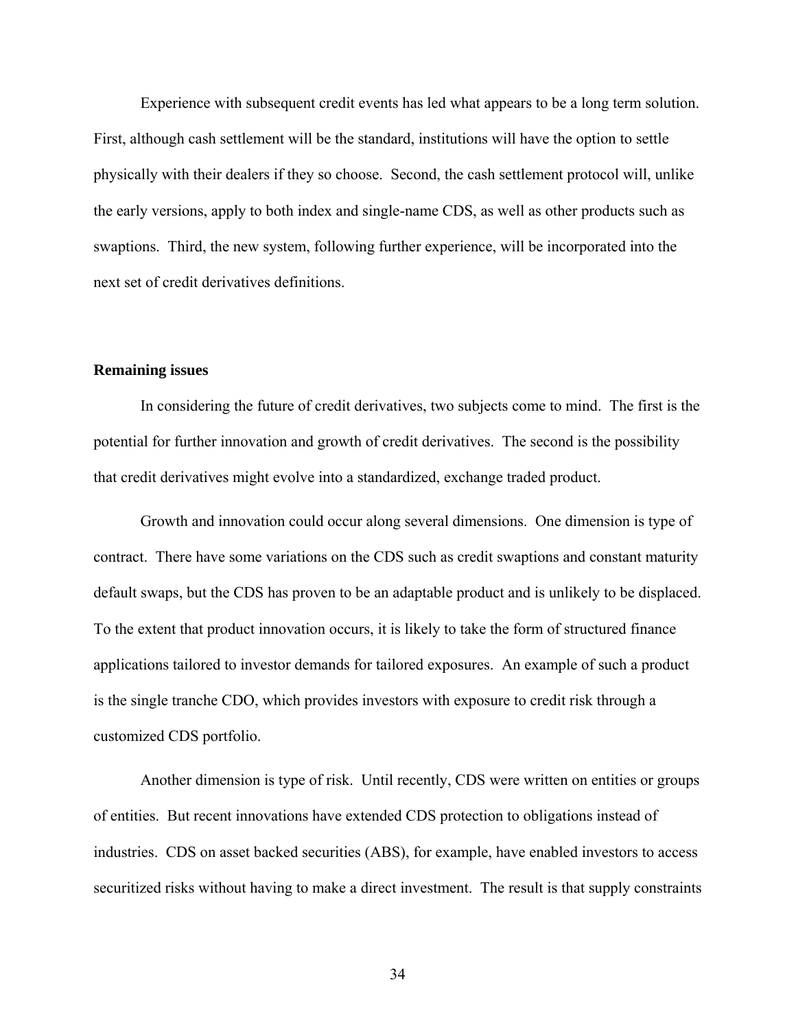Experience with subsequent credit events has led what appears to be a long term solution. First, although cash settlement will be the standard, institutions will have the option to settle physically with their dealers if they so choose. Second, the cash settlement protocol will, unlike the early versions, apply to both index and single-name CDS, as well as other products such as swaptions. Third, the new system, following further experience, will be incorporated into the next set of credit derivatives definitions.

**Remaining issues**

In considering the future of credit derivatives, two subjects come to mind. The first is the potential for further innovation and growth of credit derivatives. The second is the possibility that credit derivatives might evolve into a standardized, exchange traded product.

Growth and innovation could occur along several dimensions. One dimension is type of contract. There have some variations on the CDS such as credit swaptions and constant maturity default swaps, but the CDS has proven to be an adaptable product and is unlikely to be displaced. To the extent that product innovation occurs, it is likely to take the form of structured finance applications tailored to investor demands for tailored exposures. An example of such a product is the single tranche CDO, which provides investors with exposure to credit risk through a customized CDS portfolio.

Another dimension is type of risk. Until recently, CDS were written on entities or groups of entities. But recent innovations have extended CDS protection to obligations instead of industries. CDS on asset backed securities (ABS), for example, have enabled investors to access securitized risks without having to make a direct investment. The result is that supply constraints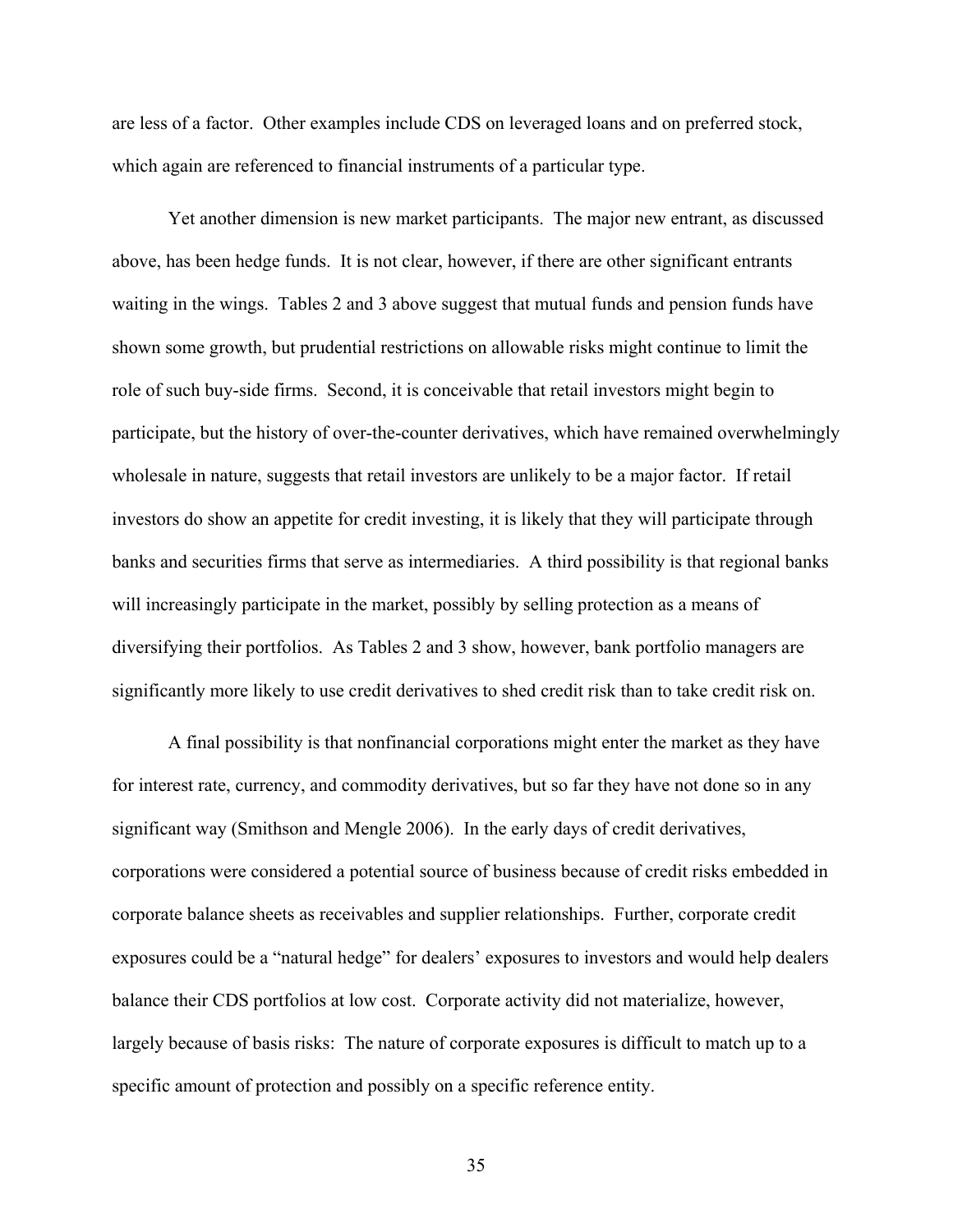are less of a factor. Other examples include CDS on leveraged loans and on preferred stock, which again are referenced to financial instruments of a particular type.

Yet another dimension is new market participants. The major new entrant, as discussed above, has been hedge funds. It is not clear, however, if there are other significant entrants waiting in the wings. Tables 2 and 3 above suggest that mutual funds and pension funds have shown some growth, but prudential restrictions on allowable risks might continue to limit the role of such buy-side firms. Second, it is conceivable that retail investors might begin to participate, but the history of over-the-counter derivatives, which have remained overwhelmingly wholesale in nature, suggests that retail investors are unlikely to be a major factor. If retail investors do show an appetite for credit investing, it is likely that they will participate through banks and securities firms that serve as intermediaries. A third possibility is that regional banks will increasingly participate in the market, possibly by selling protection as a means of diversifying their portfolios. As Tables 2 and 3 show, however, bank portfolio managers are significantly more likely to use credit derivatives to shed credit risk than to take credit risk on.

A final possibility is that nonfinancial corporations might enter the market as they have for interest rate, currency, and commodity derivatives, but so far they have not done so in any significant way (Smithson and Mengle 2006). In the early days of credit derivatives, corporations were considered a potential source of business because of credit risks embedded in corporate balance sheets as receivables and supplier relationships. Further, corporate credit exposures could be a "natural hedge" for dealers' exposures to investors and would help dealers balance their CDS portfolios at low cost. Corporate activity did not materialize, however, largely because of basis risks: The nature of corporate exposures is difficult to match up to a specific amount of protection and possibly on a specific reference entity.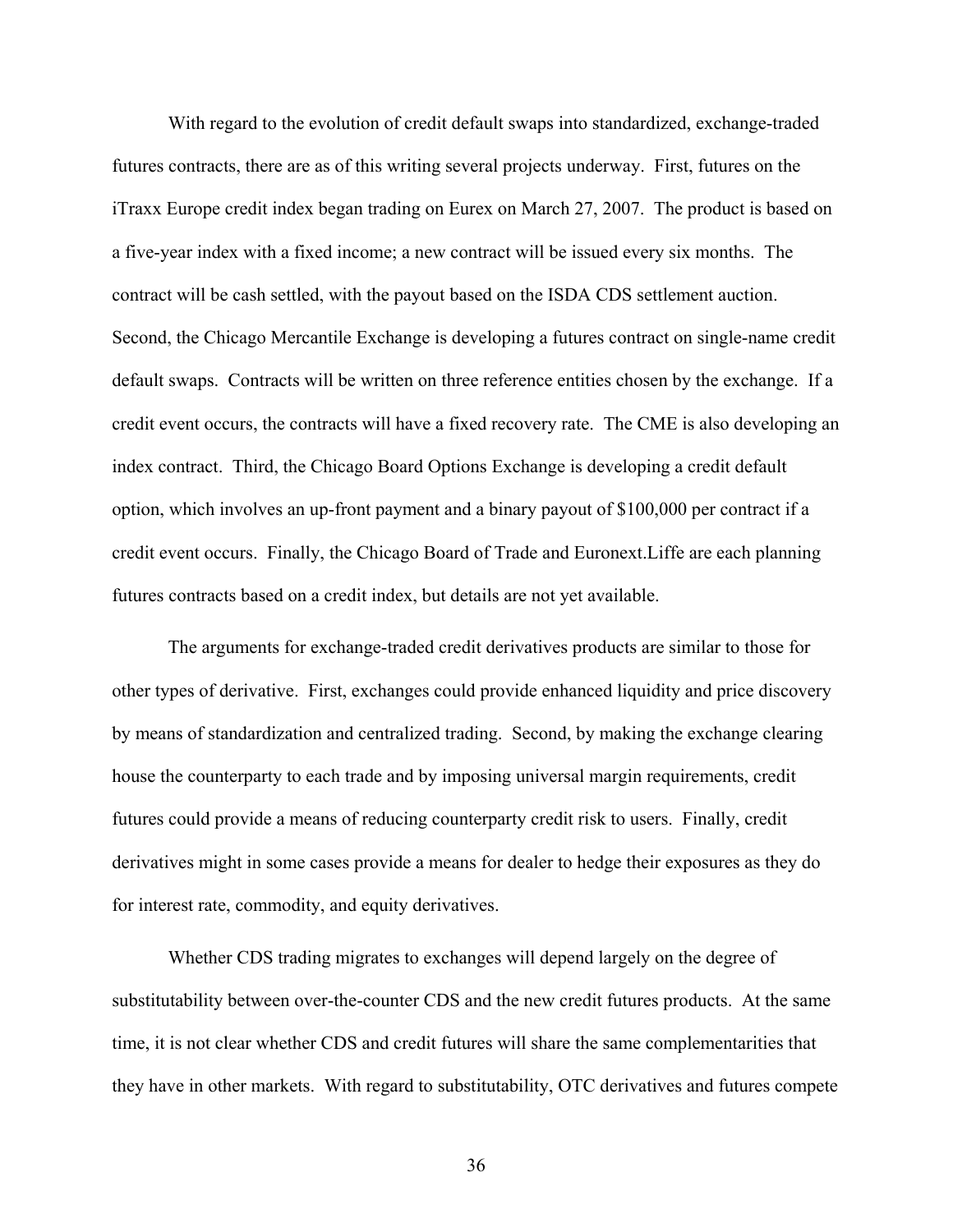With regard to the evolution of credit default swaps into standardized, exchange-traded futures contracts, there are as of this writing several projects underway. First, futures on the iTraxx Europe credit index began trading on Eurex on March 27, 2007. The product is based on a five-year index with a fixed income; a new contract will be issued every six months. The contract will be cash settled, with the payout based on the ISDA CDS settlement auction. Second, the Chicago Mercantile Exchange is developing a futures contract on single-name credit default swaps. Contracts will be written on three reference entities chosen by the exchange. If a credit event occurs, the contracts will have a fixed recovery rate. The CME is also developing an index contract. Third, the Chicago Board Options Exchange is developing a credit default option, which involves an up-front payment and a binary payout of $100,000 per contract if a credit event occurs. Finally, the Chicago Board of Trade and Euronext.Liffe are each planning futures contracts based on a credit index, but details are not yet available.

The arguments for exchange-traded credit derivatives products are similar to those for other types of derivative. First, exchanges could provide enhanced liquidity and price discovery by means of standardization and centralized trading. Second, by making the exchange clearing house the counterparty to each trade and by imposing universal margin requirements, credit futures could provide a means of reducing counterparty credit risk to users. Finally, credit derivatives might in some cases provide a means for dealer to hedge their exposures as they do for interest rate, commodity, and equity derivatives.

Whether CDS trading migrates to exchanges will depend largely on the degree of substitutability between over-the-counter CDS and the new credit futures products. At the same time, it is not clear whether CDS and credit futures will share the same complementarities that they have in other markets. With regard to substitutability, OTC derivatives and futures compete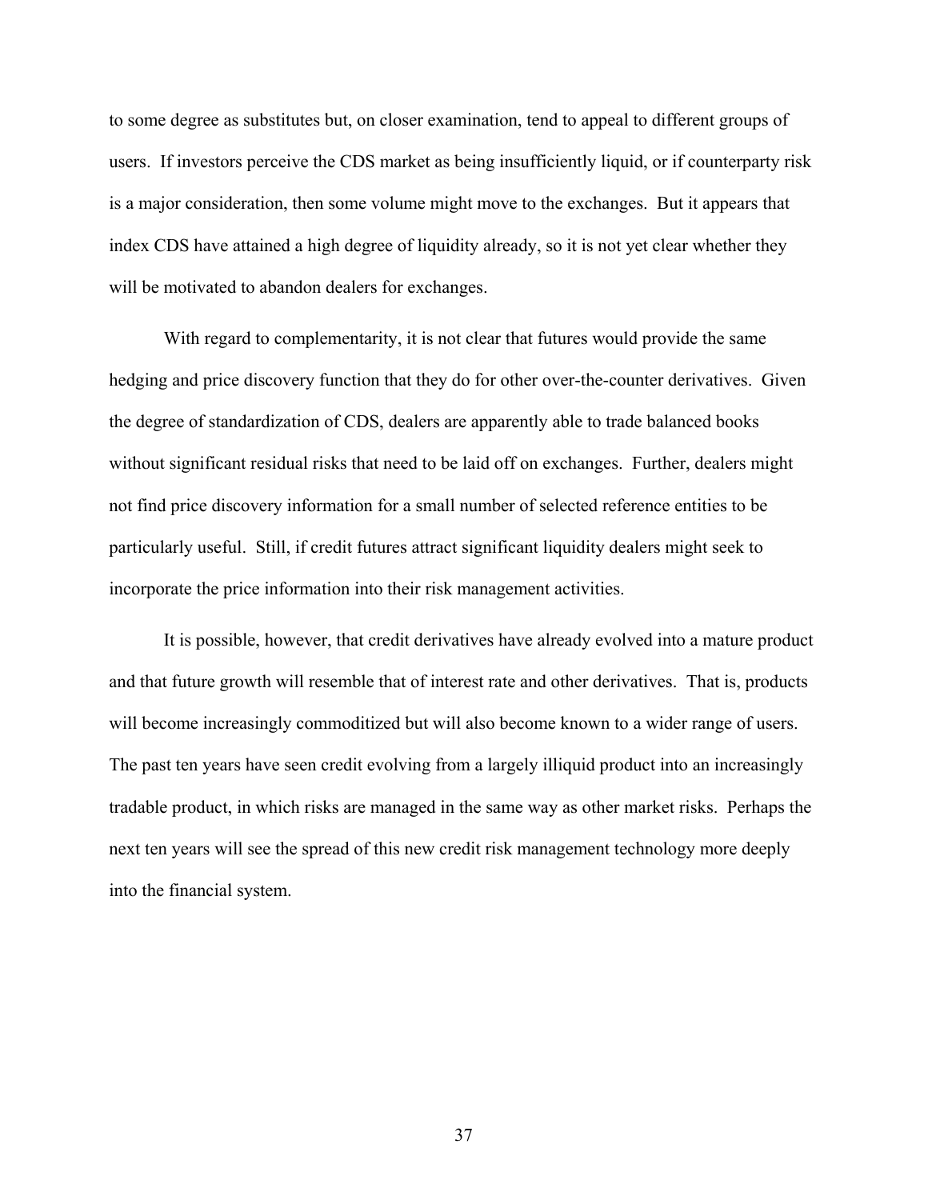to some degree as substitutes but, on closer examination, tend to appeal to different groups of users. If investors perceive the CDS market as being insufficiently liquid, or if counterparty risk is a major consideration, then some volume might move to the exchanges. But it appears that index CDS have attained a high degree of liquidity already, so it is not yet clear whether they will be motivated to abandon dealers for exchanges.

With regard to complementarity, it is not clear that futures would provide the same hedging and price discovery function that they do for other over-the-counter derivatives. Given the degree of standardization of CDS, dealers are apparently able to trade balanced books without significant residual risks that need to be laid off on exchanges. Further, dealers might not find price discovery information for a small number of selected reference entities to be particularly useful. Still, if credit futures attract significant liquidity dealers might seek to incorporate the price information into their risk management activities.

It is possible, however, that credit derivatives have already evolved into a mature product and that future growth will resemble that of interest rate and other derivatives. That is, products will become increasingly commoditized but will also become known to a wider range of users. The past ten years have seen credit evolving from a largely illiquid product into an increasingly tradable product, in which risks are managed in the same way as other market risks. Perhaps the next ten years will see the spread of this new credit risk management technology more deeply into the financial system.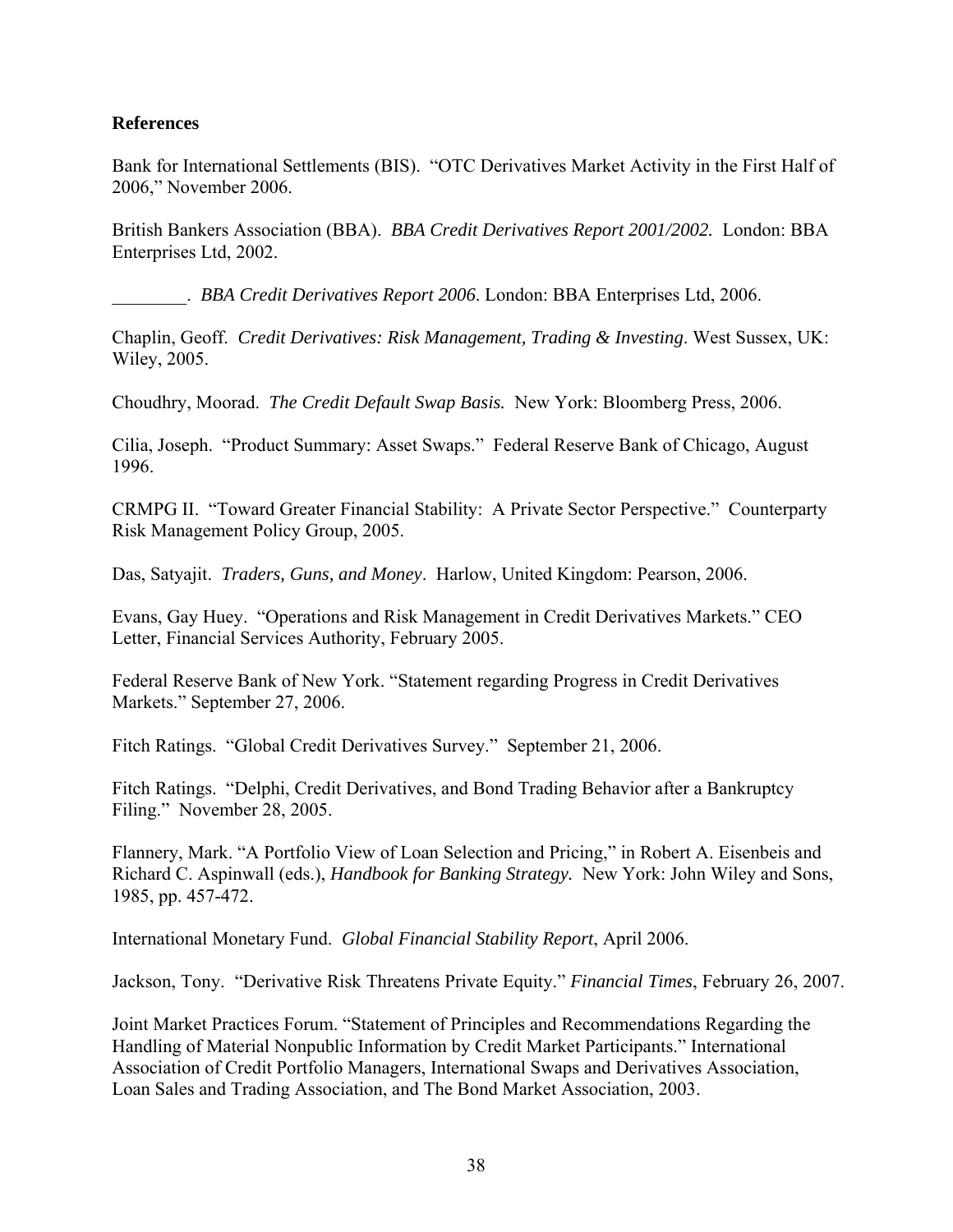**References**

Bank for International Settlements (BIS). "OTC Derivatives Market Activity in the First Half of 2006," November 2006.

British Bankers Association (BBA). *BBA Credit Derivatives Report 2001/2002.* London: BBA Enterprises Ltd, 2002.

________. *BBA Credit Derivatives Report 2006*. London: BBA Enterprises Ltd, 2006.

Chaplin, Geoff. *Credit Derivatives: Risk Management, Trading & Investing*. West Sussex, UK: Wiley, 2005.

Choudhry, Moorad. *The Credit Default Swap Basis.* New York: Bloomberg Press, 2006.

Cilia, Joseph. "Product Summary: Asset Swaps." Federal Reserve Bank of Chicago, August 1996.

CRMPG II. "Toward Greater Financial Stability: A Private Sector Perspective." Counterparty Risk Management Policy Group, 2005.

Das, Satyajit. *Traders, Guns, and Money*. Harlow, United Kingdom: Pearson, 2006.

Evans, Gay Huey. "Operations and Risk Management in Credit Derivatives Markets." CEO Letter, Financial Services Authority, February 2005.

Federal Reserve Bank of New York. "Statement regarding Progress in Credit Derivatives Markets." September 27, 2006.

Fitch Ratings. "Global Credit Derivatives Survey." September 21, 2006.

Fitch Ratings. "Delphi, Credit Derivatives, and Bond Trading Behavior after a Bankruptcy Filing." November 28, 2005.

Flannery, Mark. "A Portfolio View of Loan Selection and Pricing," in Robert A. Eisenbeis and Richard C. Aspinwall (eds.), *Handbook for Banking Strategy.* New York: John Wiley and Sons, 1985, pp. 457-472.

International Monetary Fund. *Global Financial Stability Report*, April 2006.

Jackson, Tony. "Derivative Risk Threatens Private Equity." *Financial Times*, February 26, 2007.

Joint Market Practices Forum. "Statement of Principles and Recommendations Regarding the Handling of Material Nonpublic Information by Credit Market Participants." International Association of Credit Portfolio Managers, International Swaps and Derivatives Association, Loan Sales and Trading Association, and The Bond Market Association, 2003.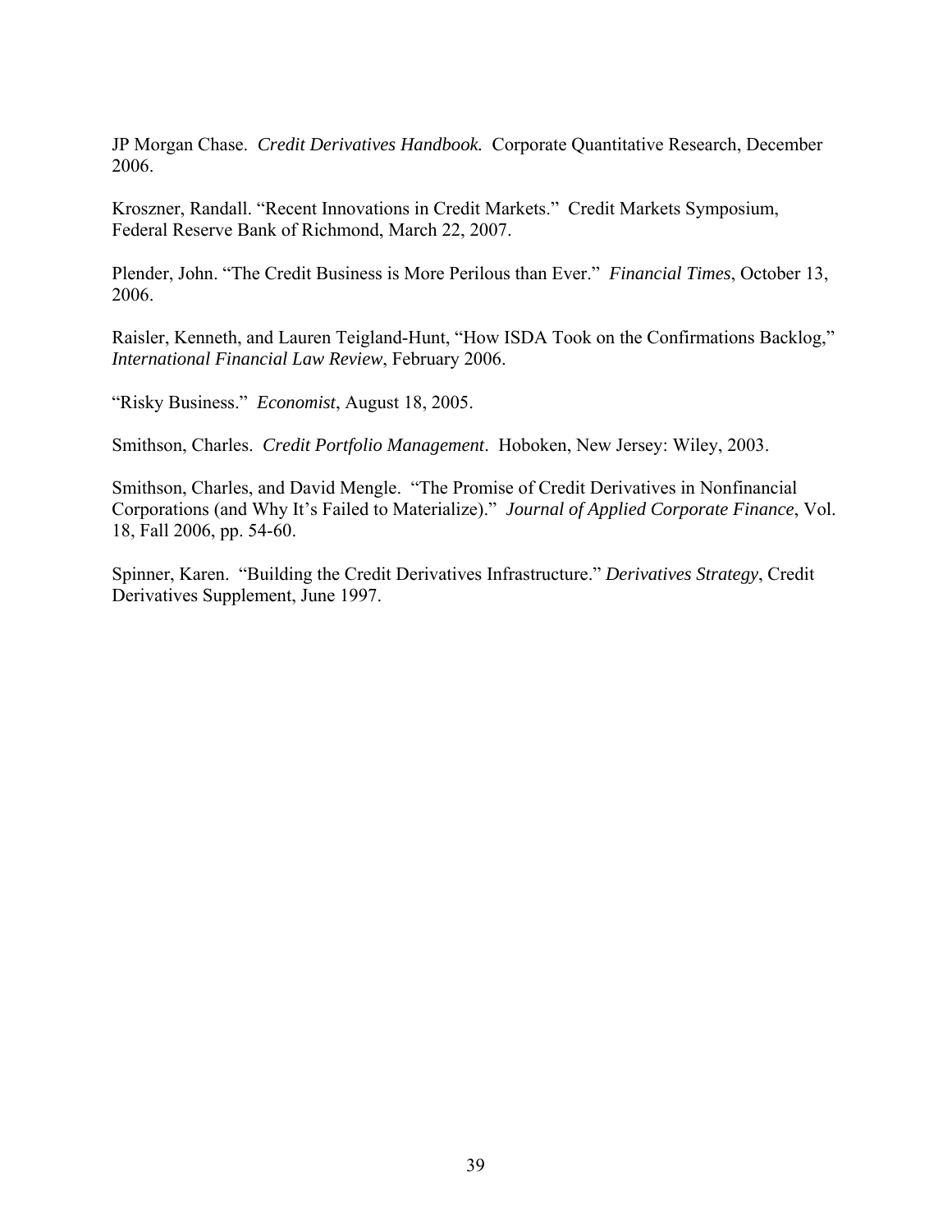JP Morgan Chase. *Credit Derivatives Handbook.* Corporate Quantitative Research, December 2006.

Kroszner, Randall. "Recent Innovations in Credit Markets." Credit Markets Symposium, Federal Reserve Bank of Richmond, March 22, 2007.

Plender, John. "The Credit Business is More Perilous than Ever." *Financial Times*, October 13, 2006.

Raisler, Kenneth, and Lauren Teigland-Hunt, "How ISDA Took on the Confirmations Backlog," *International Financial Law Review*, February 2006.

"Risky Business." *Economist*, August 18, 2005.

Smithson, Charles. *Credit Portfolio Management*. Hoboken, New Jersey: Wiley, 2003.

Smithson, Charles, and David Mengle. "The Promise of Credit Derivatives in Nonfinancial Corporations (and Why It's Failed to Materialize)." *Journal of Applied Corporate Finance*, Vol. 18, Fall 2006, pp. 54-60.

Spinner, Karen. "Building the Credit Derivatives Infrastructure." *Derivatives Strategy*, Credit Derivatives Supplement, June 1997.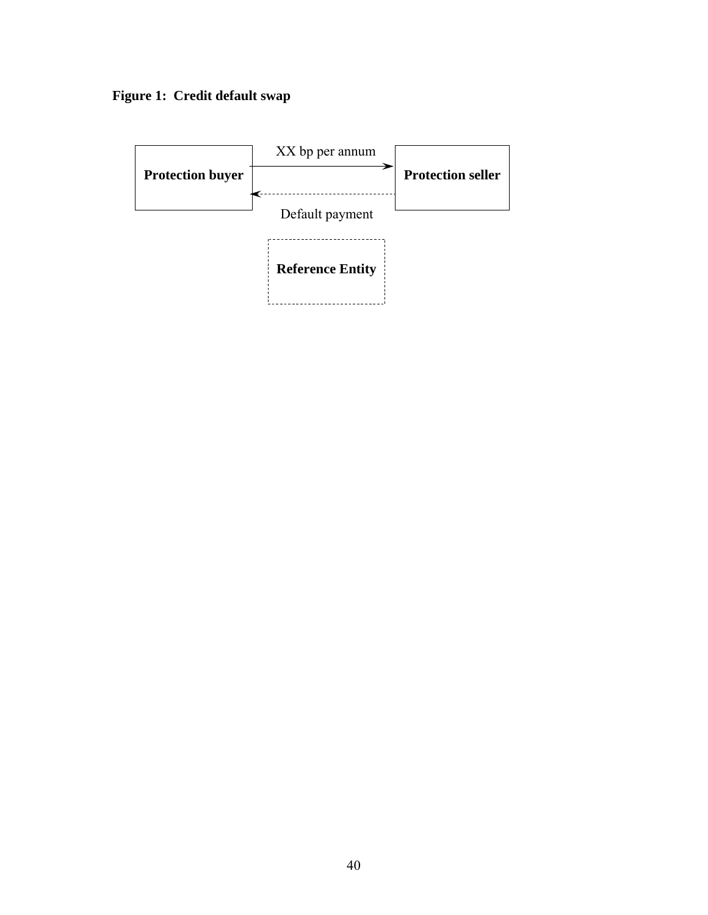**Figure 1: Credit default swap**

Protection buyer

XX bp per annum

Protection seller

Default payment

Reference Entity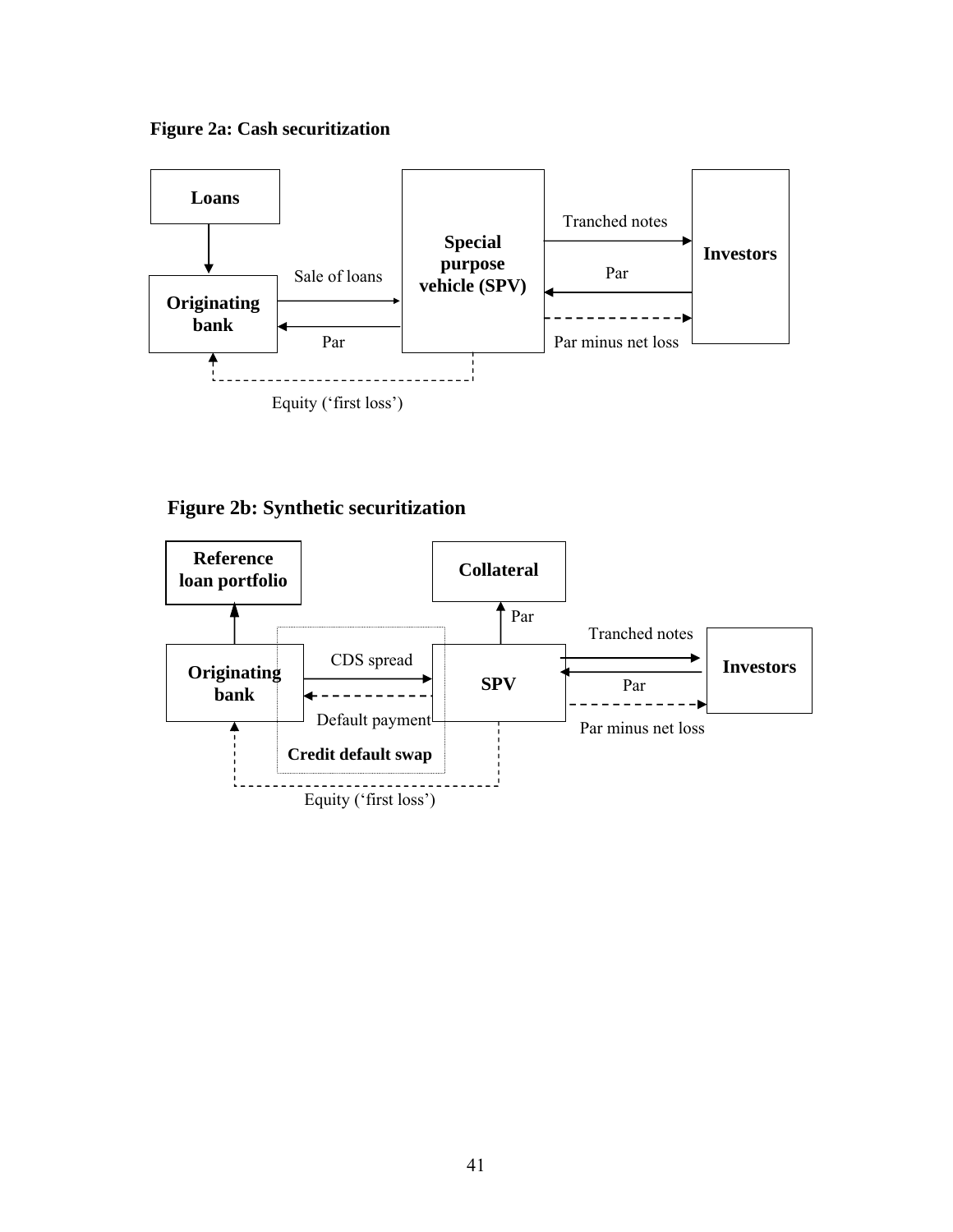**Figure 2a: Cash securitization**

Loans

Originating bank

Sale of loans

Par

Special purpose vehicle (SPV)

Tranched notes

Par

Par minus net loss

Investors

Equity (‘first loss’)

**Figure 2b: Synthetic securitization**

Reference loan portfolio

Collateral

Par

Originating bank

CDS spread

Default payment

Credit default swap

SPV

Tranched notes

Par

Par minus net loss

Investors

Equity (‘first loss’)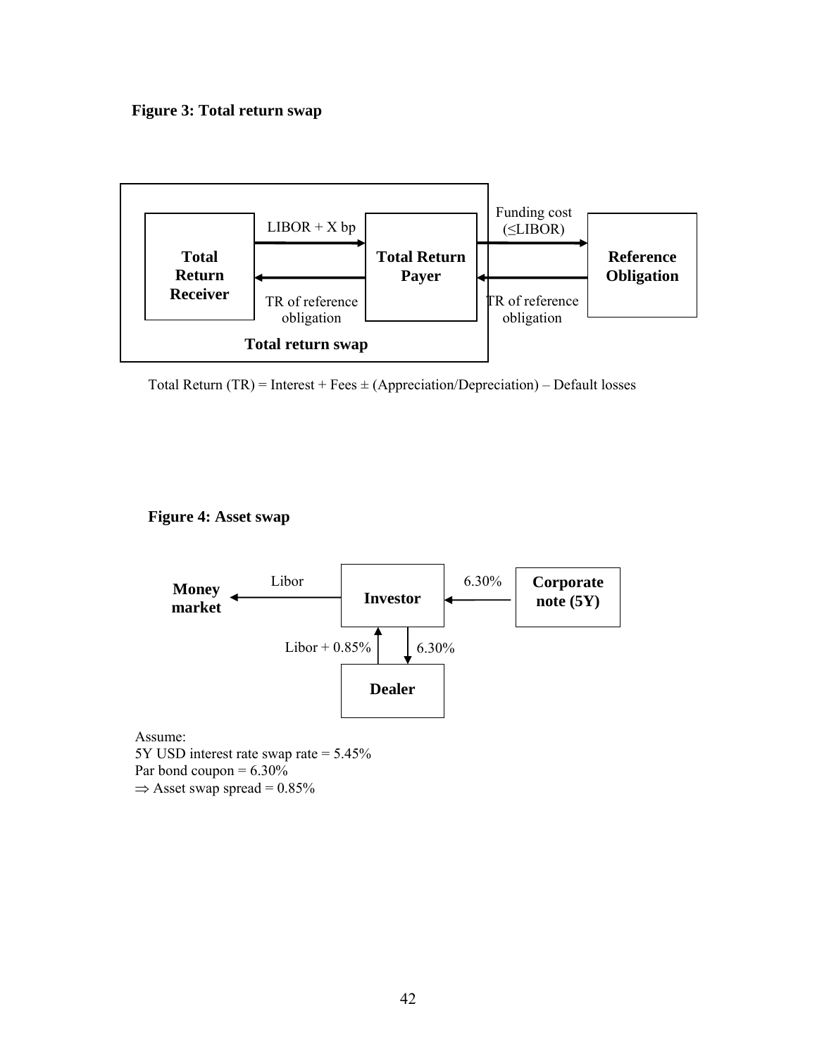**Figure 3: Total return swap**

Total Return Receiver — LIBOR + X bp → Total Return Payer

Total Return Payer — TR of reference obligation → Total Return Receiver

Total Return Payer — Funding cost (≤LIBOR) → Reference Obligation

Reference Obligation — TR of reference obligation → Total Return Payer

Total return swap

Total Return (TR) = Interest + Fees ± (Appreciation/Depreciation) – Default losses

**Figure 4: Asset swap**

Investor — Libor → Money market

Corporate note (5Y) — 6.30% → Investor

Investor — 6.30% → Dealer

Dealer — Libor + 0.85% → Investor

Assume:
5Y USD interest rate swap rate = 5.45%
Par bond coupon = 6.30%
⇒ Asset swap spread = 0.85%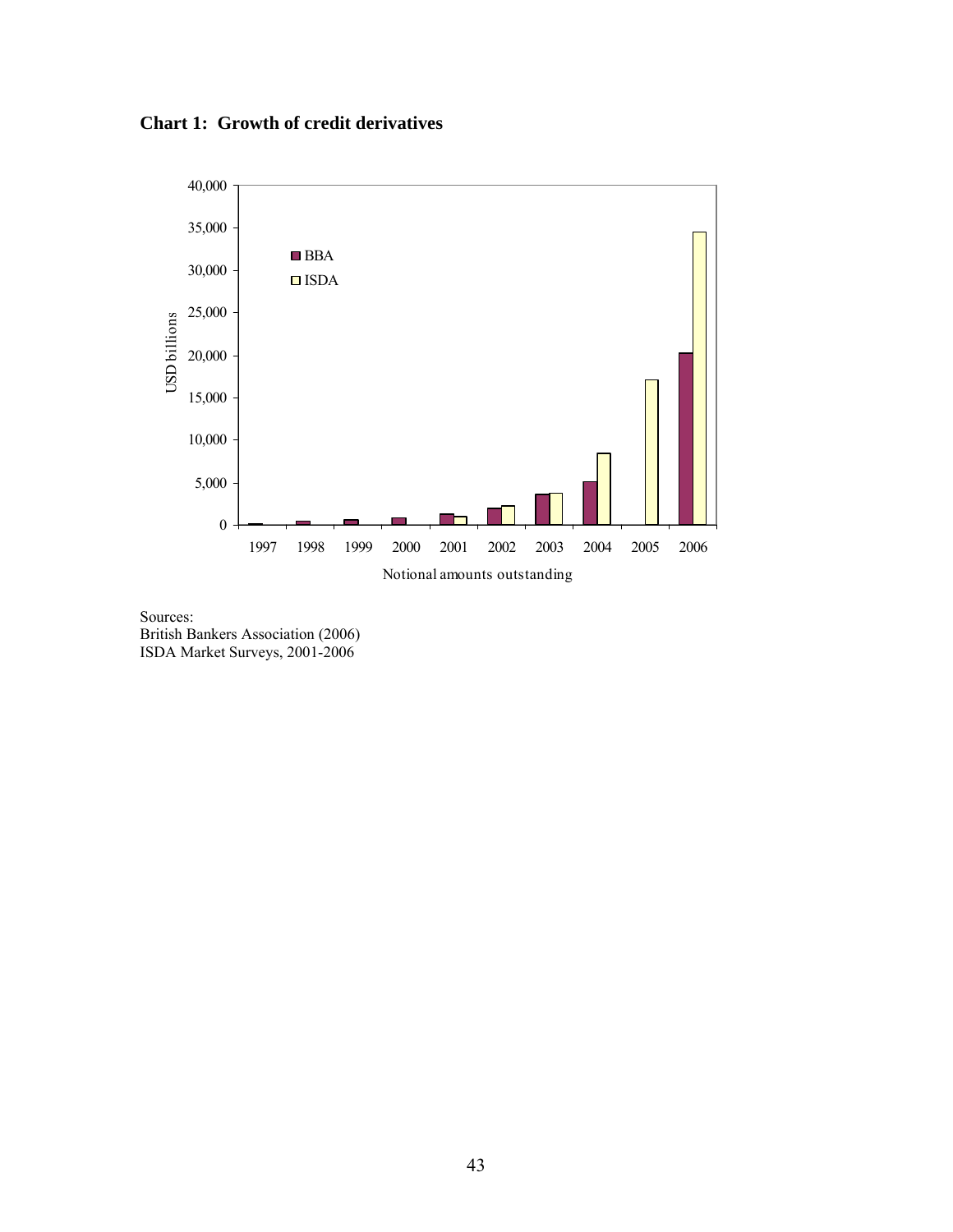**Chart 1: Growth of credit derivatives**

Sources:
British Bankers Association (2006)
ISDA Market Surveys, 2001-2006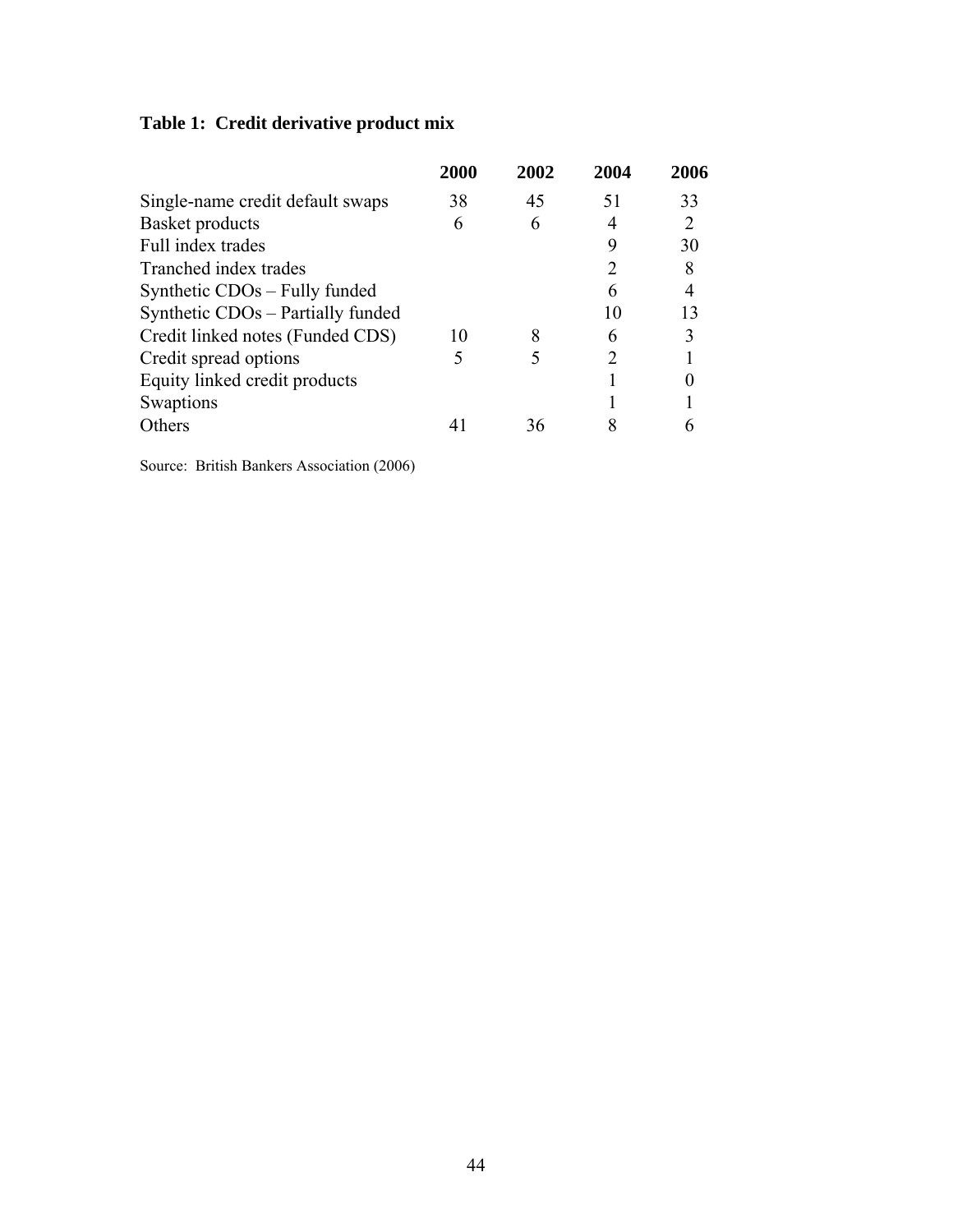**Table 1: Credit derivative product mix**

| | 2000 | 2002 | 2004 | 2006 |
|---|---|---|---|---|
| Single-name credit default swaps | 38 | 45 | 51 | 33 |
| Basket products | 6 | 6 | 4 | 2 |
| Full index trades | | | 9 | 30 |
| Tranched index trades | | | 2 | 8 |
| Synthetic CDOs – Fully funded | | | 6 | 4 |
| Synthetic CDOs – Partially funded | | | 10 | 13 |
| Credit linked notes (Funded CDS) | 10 | 8 | 6 | 3 |
| Credit spread options | 5 | 5 | 2 | 1 |
| Equity linked credit products | | | 1 | 0 |
| Swaptions | | | 1 | 1 |
| Others | 41 | 36 | 8 | 6 |

Source: British Bankers Association (2006)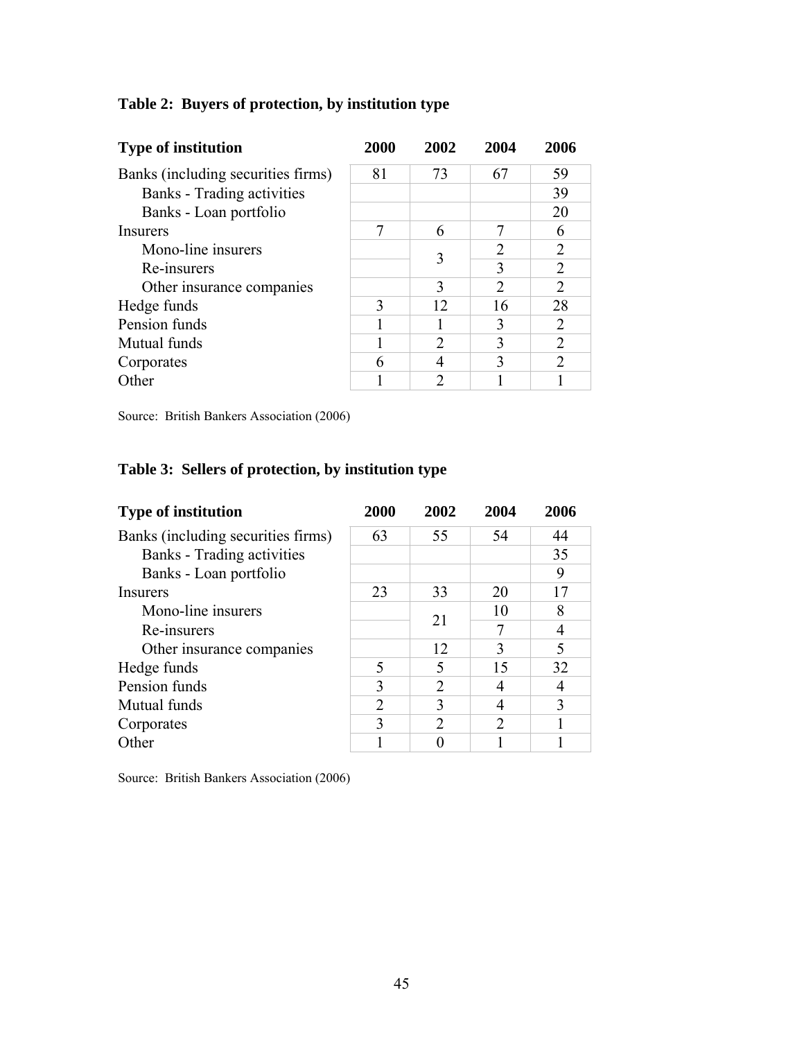**Table 2: Buyers of protection, by institution type**

| Type of institution | 2000 | 2002 | 2004 | 2006 |
|---|---|---|---|---|
| Banks (including securities firms) | 81 | 73 | 67 | 59 |
| Banks - Trading activities | | | | 39 |
| Banks - Loan portfolio | | | | 20 |
| Insurers | 7 | 6 | 7 | 6 |
| Mono-line insurers | | 3 | 2 | 2 |
| Re-insurers | | | 3 | 2 |
| Other insurance companies | | 3 | 2 | 2 |
| Hedge funds | 3 | 12 | 16 | 28 |
| Pension funds | 1 | 1 | 3 | 2 |
| Mutual funds | 1 | 2 | 3 | 2 |
| Corporates | 6 | 4 | 3 | 2 |
| Other | 1 | 2 | 1 | 1 |

Source: British Bankers Association (2006)

**Table 3: Sellers of protection, by institution type**

| Type of institution | 2000 | 2002 | 2004 | 2006 |
|---|---|---|---|---|
| Banks (including securities firms) | 63 | 55 | 54 | 44 |
| Banks - Trading activities | | | | 35 |
| Banks - Loan portfolio | | | | 9 |
| Insurers | 23 | 33 | 20 | 17 |
| Mono-line insurers | | 21 | 10 | 8 |
| Re-insurers | | | 7 | 4 |
| Other insurance companies | | 12 | 3 | 5 |
| Hedge funds | 5 | 5 | 15 | 32 |
| Pension funds | 3 | 2 | 4 | 4 |
| Mutual funds | 2 | 3 | 4 | 3 |
| Corporates | 3 | 2 | 2 | 1 |
| Other | 1 | 0 | 1 | 1 |

Source: British Bankers Association (2006)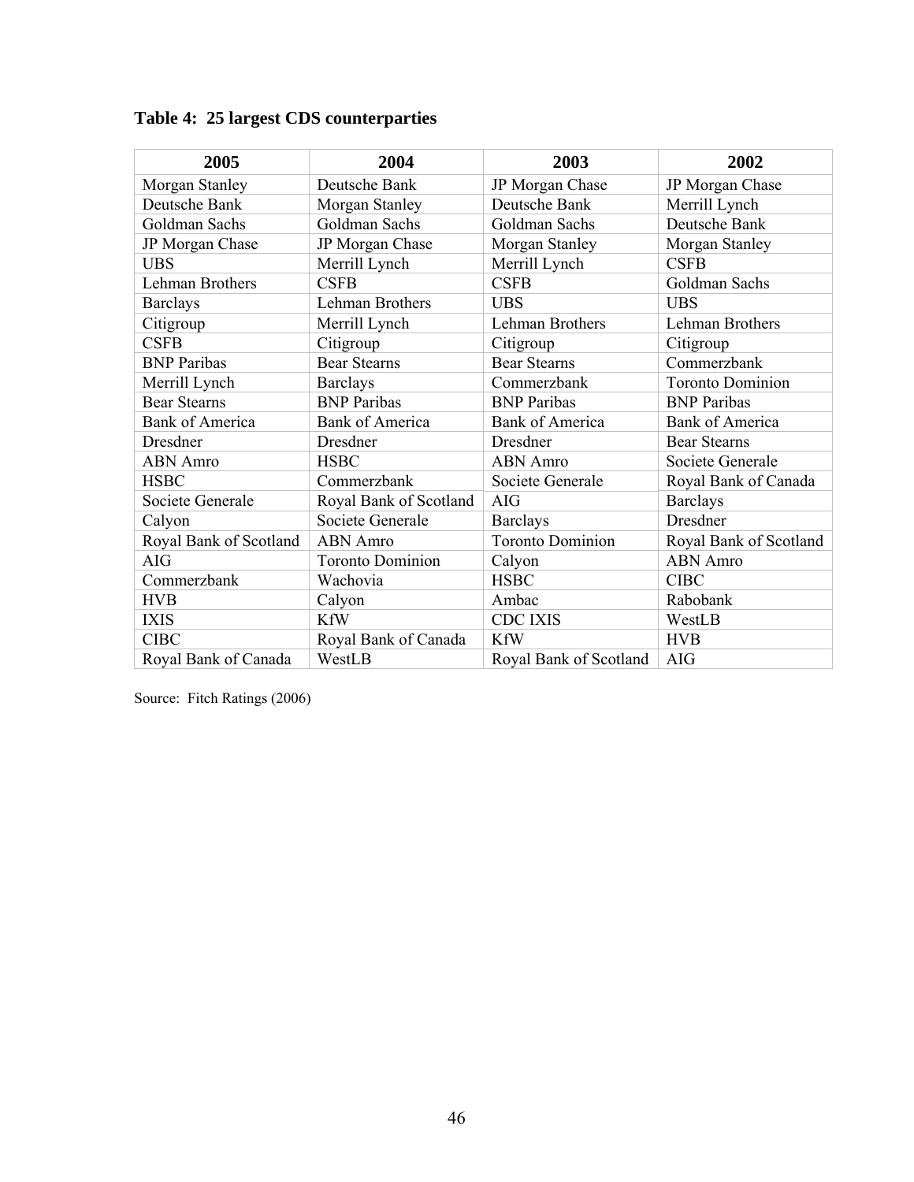**Table 4: 25 largest CDS counterparties**

| 2005 | 2004 | 2003 | 2002 |
|---|---|---|---|
| Morgan Stanley | Deutsche Bank | JP Morgan Chase | JP Morgan Chase |
| Deutsche Bank | Morgan Stanley | Deutsche Bank | Merrill Lynch |
| Goldman Sachs | Goldman Sachs | Goldman Sachs | Deutsche Bank |
| JP Morgan Chase | JP Morgan Chase | Morgan Stanley | Morgan Stanley |
| UBS | Merrill Lynch | Merrill Lynch | CSFB |
| Lehman Brothers | CSFB | CSFB | Goldman Sachs |
| Barclays | Lehman Brothers | UBS | UBS |
| Citigroup | Merrill Lynch | Lehman Brothers | Lehman Brothers |
| CSFB | Citigroup | Citigroup | Citigroup |
| BNP Paribas | Bear Stearns | Bear Stearns | Commerzbank |
| Merrill Lynch | Barclays | Commerzbank | Toronto Dominion |
| Bear Stearns | BNP Paribas | BNP Paribas | BNP Paribas |
| Bank of America | Bank of America | Bank of America | Bank of America |
| Dresdner | Dresdner | Dresdner | Bear Stearns |
| ABN Amro | HSBC | ABN Amro | Societe Generale |
| HSBC | Commerzbank | Societe Generale | Royal Bank of Canada |
| Societe Generale | Royal Bank of Scotland | AIG | Barclays |
| Calyon | Societe Generale | Barclays | Dresdner |
| Royal Bank of Scotland | ABN Amro | Toronto Dominion | Royal Bank of Scotland |
| AIG | Toronto Dominion | Calyon | ABN Amro |
| Commerzbank | Wachovia | HSBC | CIBC |
| HVB | Calyon | Ambac | Rabobank |
| IXIS | KfW | CDC IXIS | WestLB |
| CIBC | Royal Bank of Canada | KfW | HVB |
| Royal Bank of Canada | WestLB | Royal Bank of Scotland | AIG |

Source: Fitch Ratings (2006)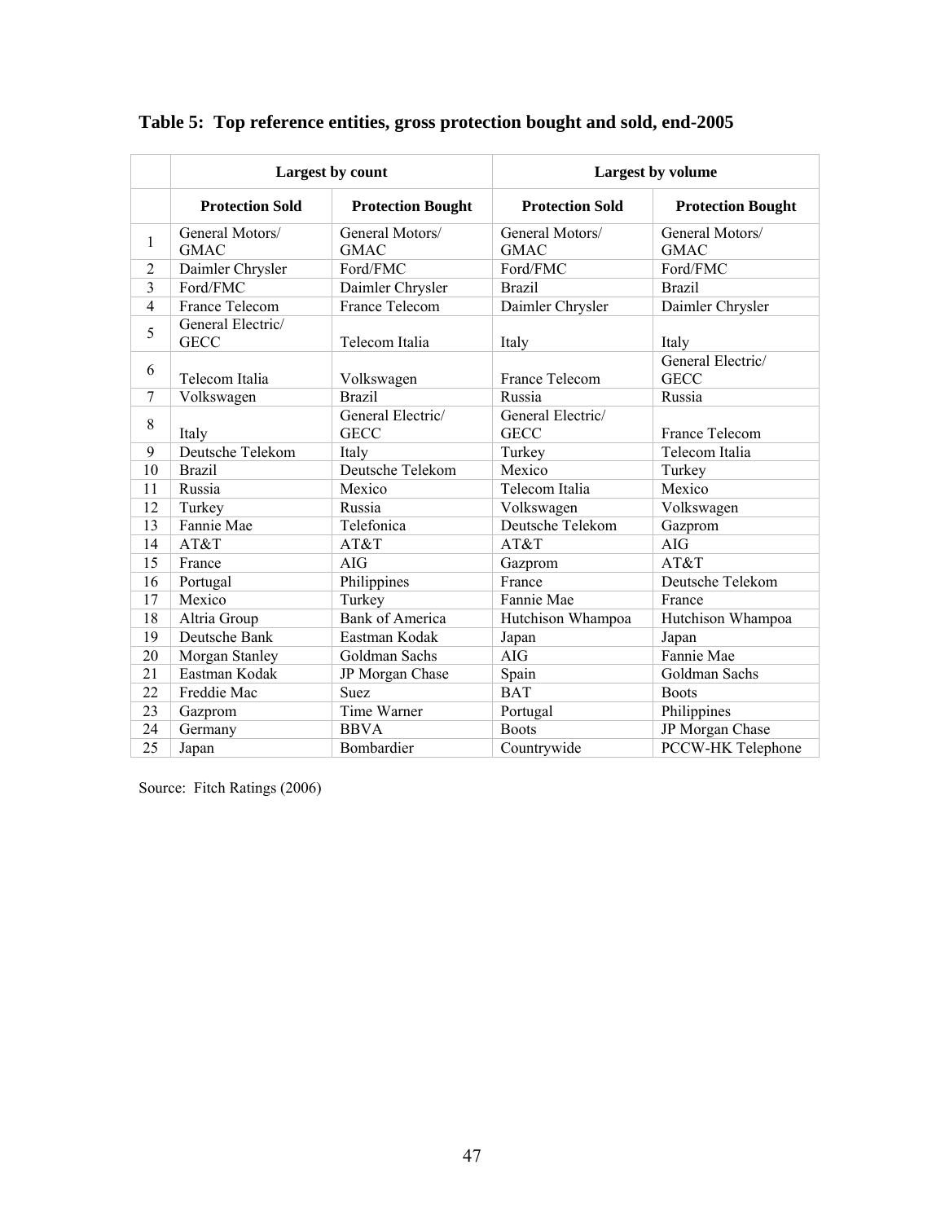**Table 5: Top reference entities, gross protection bought and sold, end-2005**

| | Largest by count | | Largest by volume | |
|---|---|---|---|---|
| | **Protection Sold** | **Protection Bought** | **Protection Sold** | **Protection Bought** |
| 1 | General Motors/ GMAC | General Motors/ GMAC | General Motors/ GMAC | General Motors/ GMAC |
| 2 | Daimler Chrysler | Ford/FMC | Ford/FMC | Ford/FMC |
| 3 | Ford/FMC | Daimler Chrysler | Brazil | Brazil |
| 4 | France Telecom | France Telecom | Daimler Chrysler | Daimler Chrysler |
| 5 | General Electric/ GECC | Telecom Italia | Italy | Italy |
| 6 | Telecom Italia | Volkswagen | France Telecom | General Electric/ GECC |
| 7 | Volkswagen | Brazil | Russia | Russia |
| 8 | Italy | General Electric/ GECC | General Electric/ GECC | France Telecom |
| 9 | Deutsche Telekom | Italy | Turkey | Telecom Italia |
| 10 | Brazil | Deutsche Telekom | Mexico | Turkey |
| 11 | Russia | Mexico | Telecom Italia | Mexico |
| 12 | Turkey | Russia | Volkswagen | Volkswagen |
| 13 | Fannie Mae | Telefonica | Deutsche Telekom | Gazprom |
| 14 | AT&T | AT&T | AT&T | AIG |
| 15 | France | AIG | Gazprom | AT&T |
| 16 | Portugal | Philippines | France | Deutsche Telekom |
| 17 | Mexico | Turkey | Fannie Mae | France |
| 18 | Altria Group | Bank of America | Hutchison Whampoa | Hutchison Whampoa |
| 19 | Deutsche Bank | Eastman Kodak | Japan | Japan |
| 20 | Morgan Stanley | Goldman Sachs | AIG | Fannie Mae |
| 21 | Eastman Kodak | JP Morgan Chase | Spain | Goldman Sachs |
| 22 | Freddie Mac | Suez | BAT | Boots |
| 23 | Gazprom | Time Warner | Portugal | Philippines |
| 24 | Germany | BBVA | Boots | JP Morgan Chase |
| 25 | Japan | Bombardier | Countrywide | PCCW-HK Telephone |

Source: Fitch Ratings (2006)